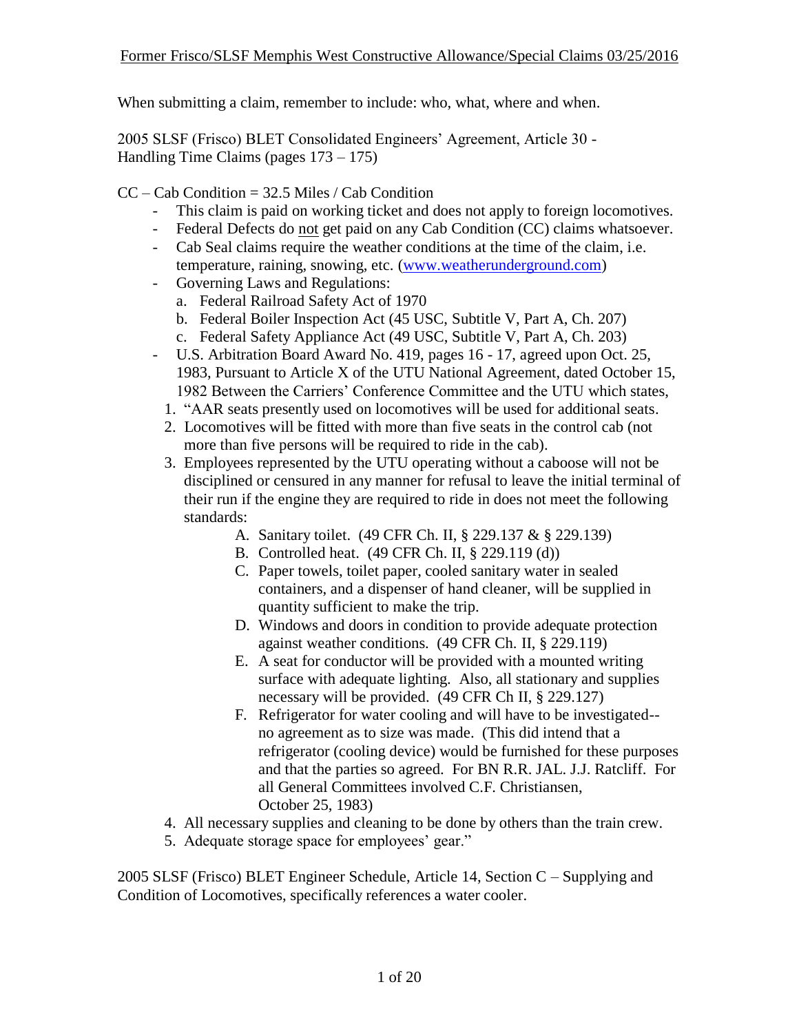When submitting a claim, remember to include: who, what, where and when.

2005 SLSF (Frisco) BLET Consolidated Engineers' Agreement, Article 30 - Handling Time Claims (pages 173 – 175)

CC – Cab Condition = 32.5 Miles / Cab Condition

- This claim is paid on working ticket and does not apply to foreign locomotives.
- Federal Defects do not get paid on any Cab Condition (CC) claims whatsoever.
- Cab Seal claims require the weather conditions at the time of the claim, i.e. temperature, raining, snowing, etc. (www.weatherunderground.com)
- Governing Laws and Regulations:
  a. Federal Railroad Safety Act of 1970
  b. Federal Boiler Inspection Act (45 USC, Subtitle V, Part A, Ch. 207)
  c. Federal Safety Appliance Act (49 USC, Subtitle V, Part A, Ch. 203)
- U.S. Arbitration Board Award No. 419, pages 16 - 17, agreed upon Oct. 25, 1983, Pursuant to Article X of the UTU National Agreement, dated October 15, 1982 Between the Carriers' Conference Committee and the UTU which states,

1. "AAR seats presently used on locomotives will be used for additional seats.
2. Locomotives will be fitted with more than five seats in the control cab (not more than five persons will be required to ride in the cab).
3. Employees represented by the UTU operating without a caboose will not be disciplined or censured in any manner for refusal to leave the initial terminal of their run if the engine they are required to ride in does not meet the following standards:
   A. Sanitary toilet. (49 CFR Ch. II, § 229.137 & § 229.139)
   B. Controlled heat. (49 CFR Ch. II, § 229.119 (d))
   C. Paper towels, toilet paper, cooled sanitary water in sealed containers, and a dispenser of hand cleaner, will be supplied in quantity sufficient to make the trip.
   D. Windows and doors in condition to provide adequate protection against weather conditions. (49 CFR Ch. II, § 229.119)
   E. A seat for conductor will be provided with a mounted writing surface with adequate lighting. Also, all stationary and supplies necessary will be provided. (49 CFR Ch II, § 229.127)
   F. Refrigerator for water cooling and will have to be investigated-- no agreement as to size was made. (This did intend that a refrigerator (cooling device) would be furnished for these purposes and that the parties so agreed. For BN R.R. JAL. J.J. Ratcliff. For all General Committees involved C.F. Christiansen, October 25, 1983)
4. All necessary supplies and cleaning to be done by others than the train crew.
5. Adequate storage space for employees' gear."

2005 SLSF (Frisco) BLET Engineer Schedule, Article 14, Section C – Supplying and Condition of Locomotives, specifically references a water cooler.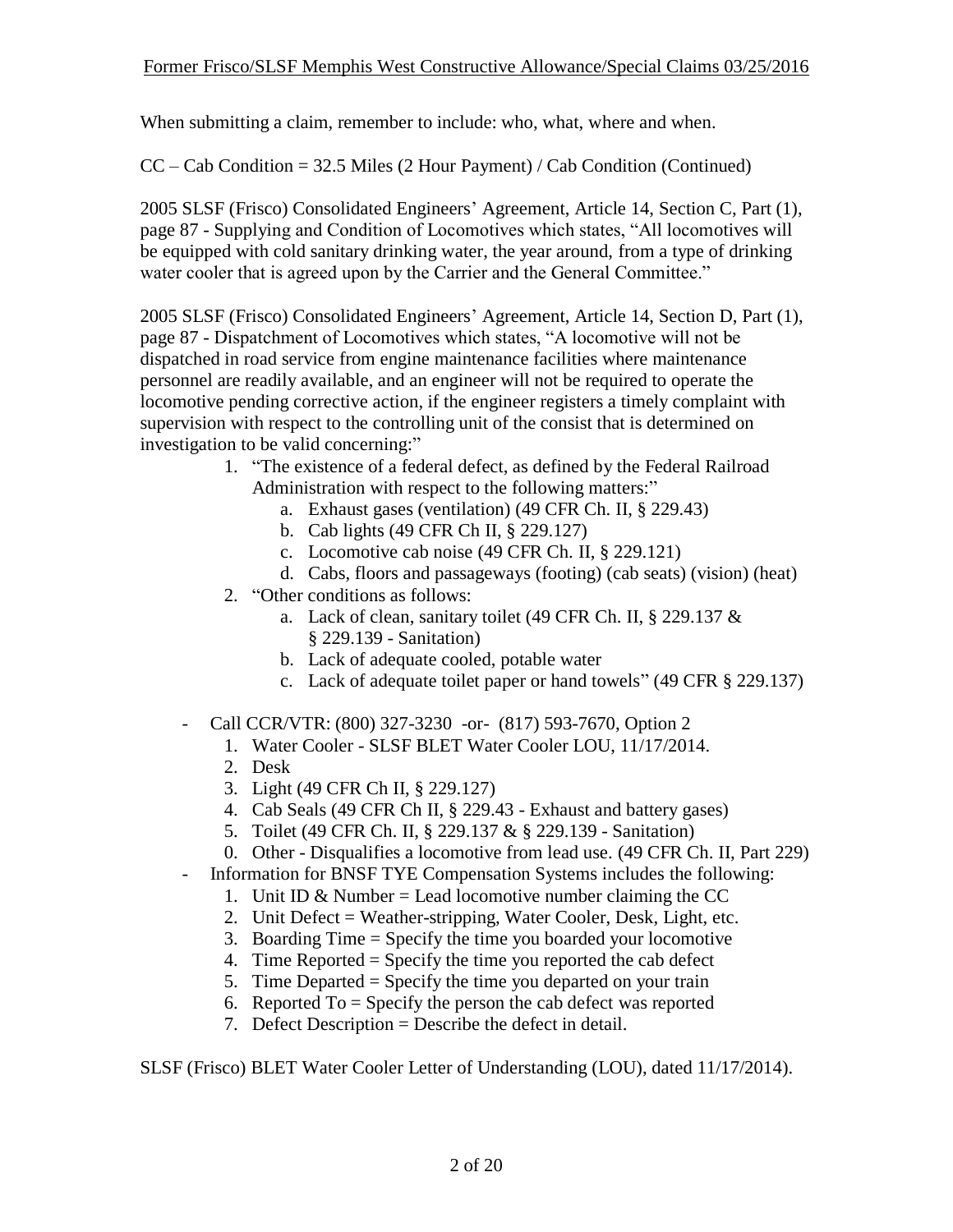When submitting a claim, remember to include: who, what, where and when.

CC – Cab Condition = 32.5 Miles (2 Hour Payment) / Cab Condition (Continued)

2005 SLSF (Frisco) Consolidated Engineers' Agreement, Article 14, Section C, Part (1), page 87 - Supplying and Condition of Locomotives which states, "All locomotives will be equipped with cold sanitary drinking water, the year around, from a type of drinking water cooler that is agreed upon by the Carrier and the General Committee."

2005 SLSF (Frisco) Consolidated Engineers' Agreement, Article 14, Section D, Part (1), page 87 - Dispatchment of Locomotives which states, "A locomotive will not be dispatched in road service from engine maintenance facilities where maintenance personnel are readily available, and an engineer will not be required to operate the locomotive pending corrective action, if the engineer registers a timely complaint with supervision with respect to the controlling unit of the consist that is determined on investigation to be valid concerning:"

1. "The existence of a federal defect, as defined by the Federal Railroad Administration with respect to the following matters:"
   a. Exhaust gases (ventilation) (49 CFR Ch. II, § 229.43)
   b. Cab lights (49 CFR Ch II, § 229.127)
   c. Locomotive cab noise (49 CFR Ch. II, § 229.121)
   d. Cabs, floors and passageways (footing) (cab seats) (vision) (heat)
2. "Other conditions as follows:
   a. Lack of clean, sanitary toilet (49 CFR Ch. II, § 229.137 & § 229.139 - Sanitation)
   b. Lack of adequate cooled, potable water
   c. Lack of adequate toilet paper or hand towels" (49 CFR § 229.137)

- Call CCR/VTR: (800) 327-3230 -or- (817) 593-7670, Option 2
  1. Water Cooler - SLSF BLET Water Cooler LOU, 11/17/2014.
  2. Desk
  3. Light (49 CFR Ch II, § 229.127)
  4. Cab Seals (49 CFR Ch II, § 229.43 - Exhaust and battery gases)
  5. Toilet (49 CFR Ch. II, § 229.137 & § 229.139 - Sanitation)
  0. Other - Disqualifies a locomotive from lead use. (49 CFR Ch. II, Part 229)
- Information for BNSF TYE Compensation Systems includes the following:
  1. Unit ID & Number = Lead locomotive number claiming the CC
  2. Unit Defect = Weather-stripping, Water Cooler, Desk, Light, etc.
  3. Boarding Time = Specify the time you boarded your locomotive
  4. Time Reported = Specify the time you reported the cab defect
  5. Time Departed = Specify the time you departed on your train
  6. Reported To = Specify the person the cab defect was reported
  7. Defect Description = Describe the defect in detail.

SLSF (Frisco) BLET Water Cooler Letter of Understanding (LOU), dated 11/17/2014).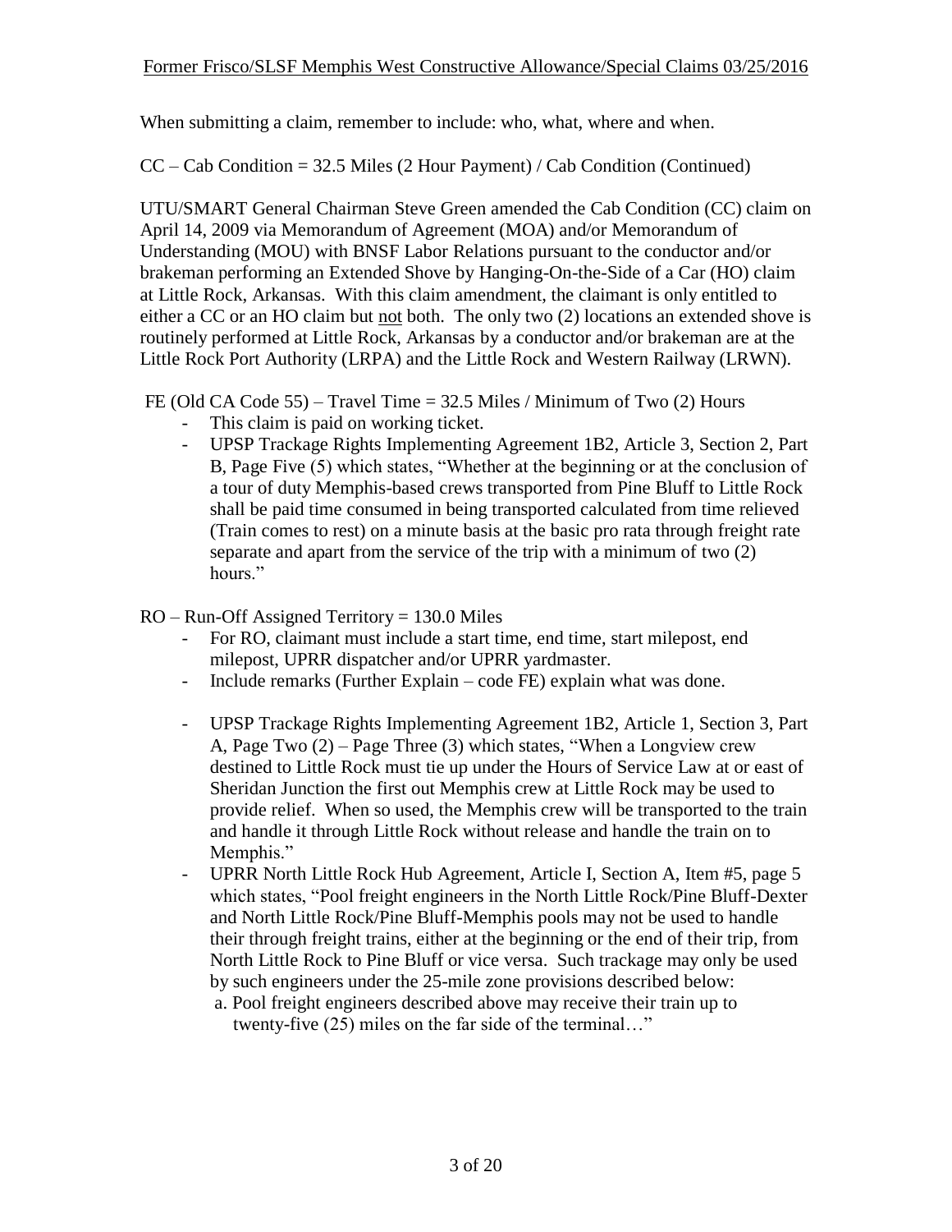When submitting a claim, remember to include: who, what, where and when.

CC – Cab Condition = 32.5 Miles (2 Hour Payment) / Cab Condition (Continued)

UTU/SMART General Chairman Steve Green amended the Cab Condition (CC) claim on April 14, 2009 via Memorandum of Agreement (MOA) and/or Memorandum of Understanding (MOU) with BNSF Labor Relations pursuant to the conductor and/or brakeman performing an Extended Shove by Hanging-On-the-Side of a Car (HO) claim at Little Rock, Arkansas. With this claim amendment, the claimant is only entitled to either a CC or an HO claim but <u>not</u> both. The only two (2) locations an extended shove is routinely performed at Little Rock, Arkansas by a conductor and/or brakeman are at the Little Rock Port Authority (LRPA) and the Little Rock and Western Railway (LRWN).

FE (Old CA Code 55) – Travel Time = 32.5 Miles / Minimum of Two (2) Hours

- This claim is paid on working ticket.
- UPSP Trackage Rights Implementing Agreement 1B2, Article 3, Section 2, Part B, Page Five (5) which states, "Whether at the beginning or at the conclusion of a tour of duty Memphis-based crews transported from Pine Bluff to Little Rock shall be paid time consumed in being transported calculated from time relieved (Train comes to rest) on a minute basis at the basic pro rata through freight rate separate and apart from the service of the trip with a minimum of two (2) hours."

RO – Run-Off Assigned Territory = 130.0 Miles

- For RO, claimant must include a start time, end time, start milepost, end milepost, UPRR dispatcher and/or UPRR yardmaster.
- Include remarks (Further Explain – code FE) explain what was done.
- UPSP Trackage Rights Implementing Agreement 1B2, Article 1, Section 3, Part A, Page Two (2) – Page Three (3) which states, "When a Longview crew destined to Little Rock must tie up under the Hours of Service Law at or east of Sheridan Junction the first out Memphis crew at Little Rock may be used to provide relief. When so used, the Memphis crew will be transported to the train and handle it through Little Rock without release and handle the train on to Memphis."
- UPRR North Little Rock Hub Agreement, Article I, Section A, Item #5, page 5 which states, "Pool freight engineers in the North Little Rock/Pine Bluff-Dexter and North Little Rock/Pine Bluff-Memphis pools may not be used to handle their through freight trains, either at the beginning or the end of their trip, from North Little Rock to Pine Bluff or vice versa. Such trackage may only be used by such engineers under the 25-mile zone provisions described below:
  a. Pool freight engineers described above may receive their train up to twenty-five (25) miles on the far side of the terminal…"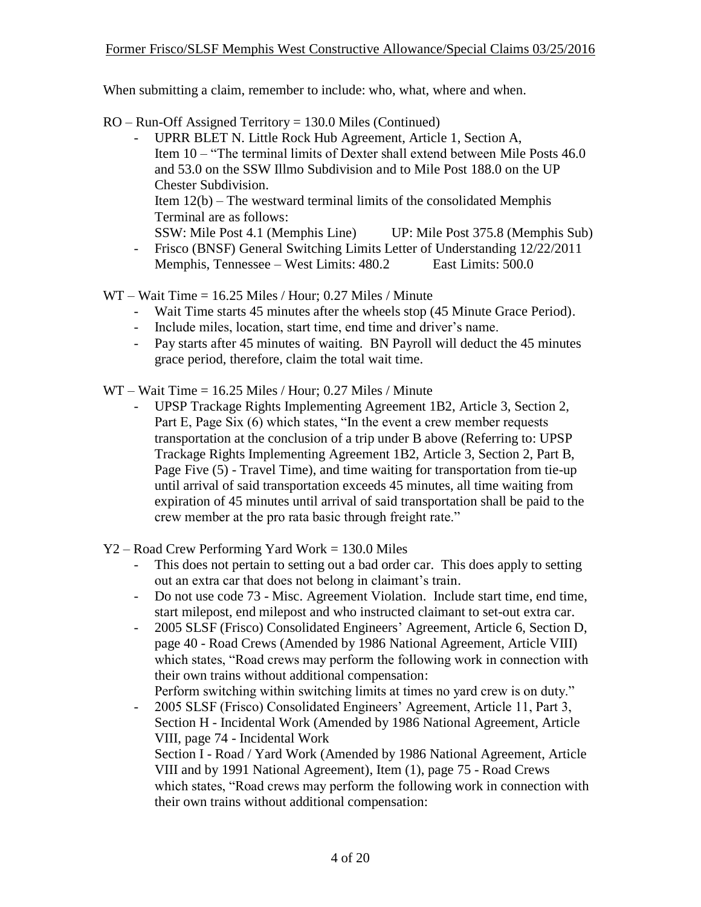When submitting a claim, remember to include: who, what, where and when.

RO – Run-Off Assigned Territory = 130.0 Miles (Continued)

- UPRR BLET N. Little Rock Hub Agreement, Article 1, Section A, Item 10 – "The terminal limits of Dexter shall extend between Mile Posts 46.0 and 53.0 on the SSW Illmo Subdivision and to Mile Post 188.0 on the UP Chester Subdivision.
  Item 12(b) – The westward terminal limits of the consolidated Memphis Terminal are as follows:
  SSW: Mile Post 4.1 (Memphis Line) UP: Mile Post 375.8 (Memphis Sub)
- Frisco (BNSF) General Switching Limits Letter of Understanding 12/22/2011 Memphis, Tennessee – West Limits: 480.2 East Limits: 500.0

WT – Wait Time = 16.25 Miles / Hour; 0.27 Miles / Minute

- Wait Time starts 45 minutes after the wheels stop (45 Minute Grace Period).
- Include miles, location, start time, end time and driver's name.
- Pay starts after 45 minutes of waiting. BN Payroll will deduct the 45 minutes grace period, therefore, claim the total wait time.

WT – Wait Time = 16.25 Miles / Hour; 0.27 Miles / Minute

- UPSP Trackage Rights Implementing Agreement 1B2, Article 3, Section 2, Part E, Page Six (6) which states, "In the event a crew member requests transportation at the conclusion of a trip under B above (Referring to: UPSP Trackage Rights Implementing Agreement 1B2, Article 3, Section 2, Part B, Page Five (5) - Travel Time), and time waiting for transportation from tie-up until arrival of said transportation exceeds 45 minutes, all time waiting from expiration of 45 minutes until arrival of said transportation shall be paid to the crew member at the pro rata basic through freight rate."

Y2 – Road Crew Performing Yard Work = 130.0 Miles

- This does not pertain to setting out a bad order car. This does apply to setting out an extra car that does not belong in claimant's train.
- Do not use code 73 - Misc. Agreement Violation. Include start time, end time, start milepost, end milepost and who instructed claimant to set-out extra car.
- 2005 SLSF (Frisco) Consolidated Engineers' Agreement, Article 6, Section D, page 40 - Road Crews (Amended by 1986 National Agreement, Article VIII) which states, "Road crews may perform the following work in connection with their own trains without additional compensation:
  Perform switching within switching limits at times no yard crew is on duty."
- 2005 SLSF (Frisco) Consolidated Engineers' Agreement, Article 11, Part 3, Section H - Incidental Work (Amended by 1986 National Agreement, Article VIII, page 74 - Incidental Work
  Section I - Road / Yard Work (Amended by 1986 National Agreement, Article VIII and by 1991 National Agreement), Item (1), page 75 - Road Crews which states, "Road crews may perform the following work in connection with their own trains without additional compensation: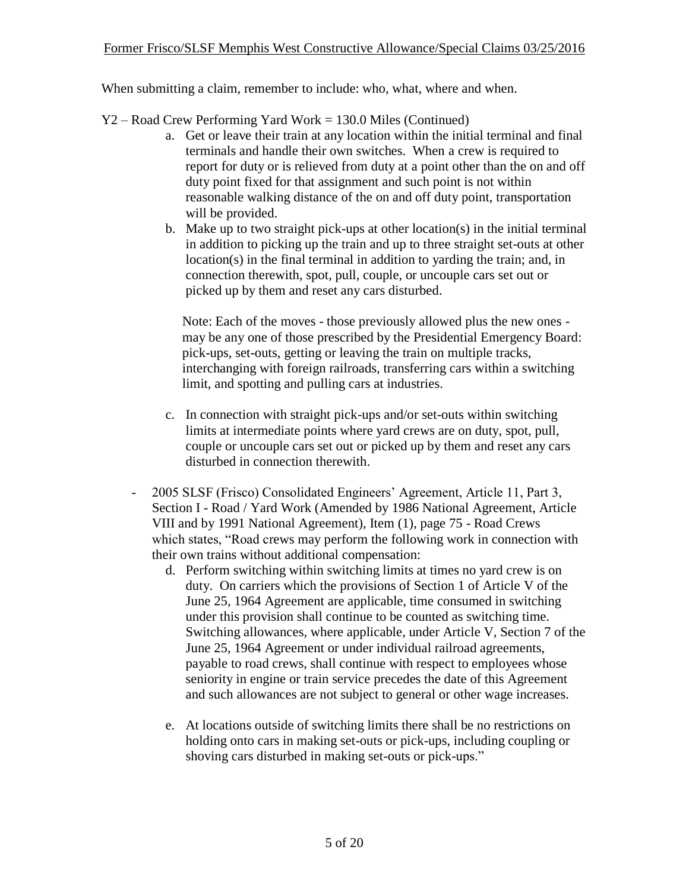When submitting a claim, remember to include: who, what, where and when.

Y2 – Road Crew Performing Yard Work = 130.0 Miles (Continued)

a. Get or leave their train at any location within the initial terminal and final terminals and handle their own switches. When a crew is required to report for duty or is relieved from duty at a point other than the on and off duty point fixed for that assignment and such point is not within reasonable walking distance of the on and off duty point, transportation will be provided.

b. Make up to two straight pick-ups at other location(s) in the initial terminal in addition to picking up the train and up to three straight set-outs at other location(s) in the final terminal in addition to yarding the train; and, in connection therewith, spot, pull, couple, or uncouple cars set out or picked up by them and reset any cars disturbed.

   Note: Each of the moves - those previously allowed plus the new ones - may be any one of those prescribed by the Presidential Emergency Board: pick-ups, set-outs, getting or leaving the train on multiple tracks, interchanging with foreign railroads, transferring cars within a switching limit, and spotting and pulling cars at industries.

c. In connection with straight pick-ups and/or set-outs within switching limits at intermediate points where yard crews are on duty, spot, pull, couple or uncouple cars set out or picked up by them and reset any cars disturbed in connection therewith.

- 2005 SLSF (Frisco) Consolidated Engineers' Agreement, Article 11, Part 3, Section I - Road / Yard Work (Amended by 1986 National Agreement, Article VIII and by 1991 National Agreement), Item (1), page 75 - Road Crews which states, "Road crews may perform the following work in connection with their own trains without additional compensation:

   d. Perform switching within switching limits at times no yard crew is on duty. On carriers which the provisions of Section 1 of Article V of the June 25, 1964 Agreement are applicable, time consumed in switching under this provision shall continue to be counted as switching time. Switching allowances, where applicable, under Article V, Section 7 of the June 25, 1964 Agreement or under individual railroad agreements, payable to road crews, shall continue with respect to employees whose seniority in engine or train service precedes the date of this Agreement and such allowances are not subject to general or other wage increases.

   e. At locations outside of switching limits there shall be no restrictions on holding onto cars in making set-outs or pick-ups, including coupling or shoving cars disturbed in making set-outs or pick-ups."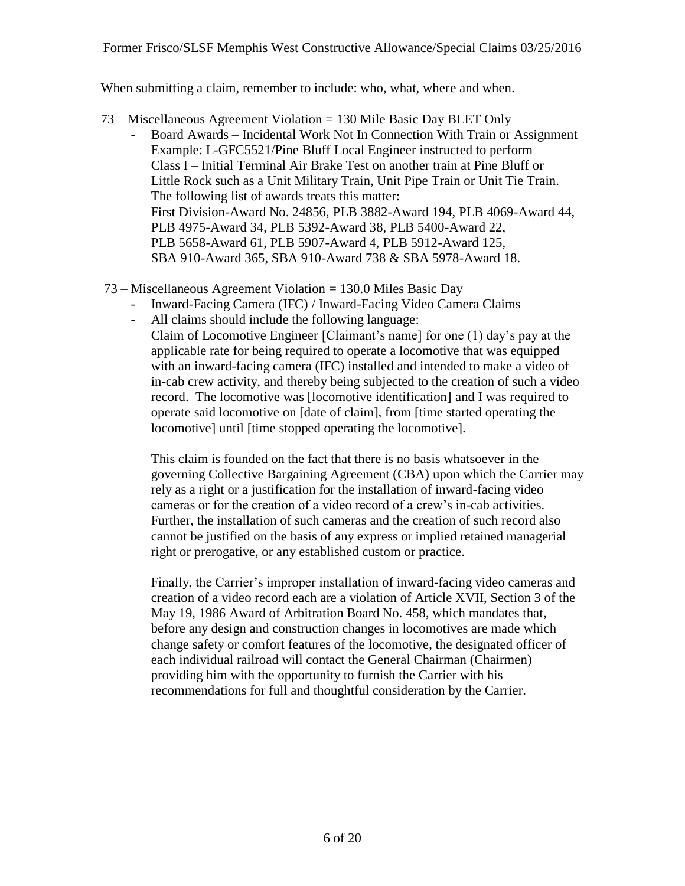When submitting a claim, remember to include: who, what, where and when.

73 – Miscellaneous Agreement Violation = 130 Mile Basic Day BLET Only

- Board Awards – Incidental Work Not In Connection With Train or Assignment
  Example: L-GFC5521/Pine Bluff Local Engineer instructed to perform Class I – Initial Terminal Air Brake Test on another train at Pine Bluff or Little Rock such as a Unit Military Train, Unit Pipe Train or Unit Tie Train.
  The following list of awards treats this matter:
  First Division-Award No. 24856, PLB 3882-Award 194, PLB 4069-Award 44, PLB 4975-Award 34, PLB 5392-Award 38, PLB 5400-Award 22, PLB 5658-Award 61, PLB 5907-Award 4, PLB 5912-Award 125, SBA 910-Award 365, SBA 910-Award 738 & SBA 5978-Award 18.

73 – Miscellaneous Agreement Violation = 130.0 Miles Basic Day

- Inward-Facing Camera (IFC) / Inward-Facing Video Camera Claims
- All claims should include the following language:
  Claim of Locomotive Engineer [Claimant's name] for one (1) day's pay at the applicable rate for being required to operate a locomotive that was equipped with an inward-facing camera (IFC) installed and intended to make a video of in-cab crew activity, and thereby being subjected to the creation of such a video record. The locomotive was [locomotive identification] and I was required to operate said locomotive on [date of claim], from [time started operating the locomotive] until [time stopped operating the locomotive].

  This claim is founded on the fact that there is no basis whatsoever in the governing Collective Bargaining Agreement (CBA) upon which the Carrier may rely as a right or a justification for the installation of inward-facing video cameras or for the creation of a video record of a crew's in-cab activities. Further, the installation of such cameras and the creation of such record also cannot be justified on the basis of any express or implied retained managerial right or prerogative, or any established custom or practice.

  Finally, the Carrier's improper installation of inward-facing video cameras and creation of a video record each are a violation of Article XVII, Section 3 of the May 19, 1986 Award of Arbitration Board No. 458, which mandates that, before any design and construction changes in locomotives are made which change safety or comfort features of the locomotive, the designated officer of each individual railroad will contact the General Chairman (Chairmen) providing him with the opportunity to furnish the Carrier with his recommendations for full and thoughtful consideration by the Carrier.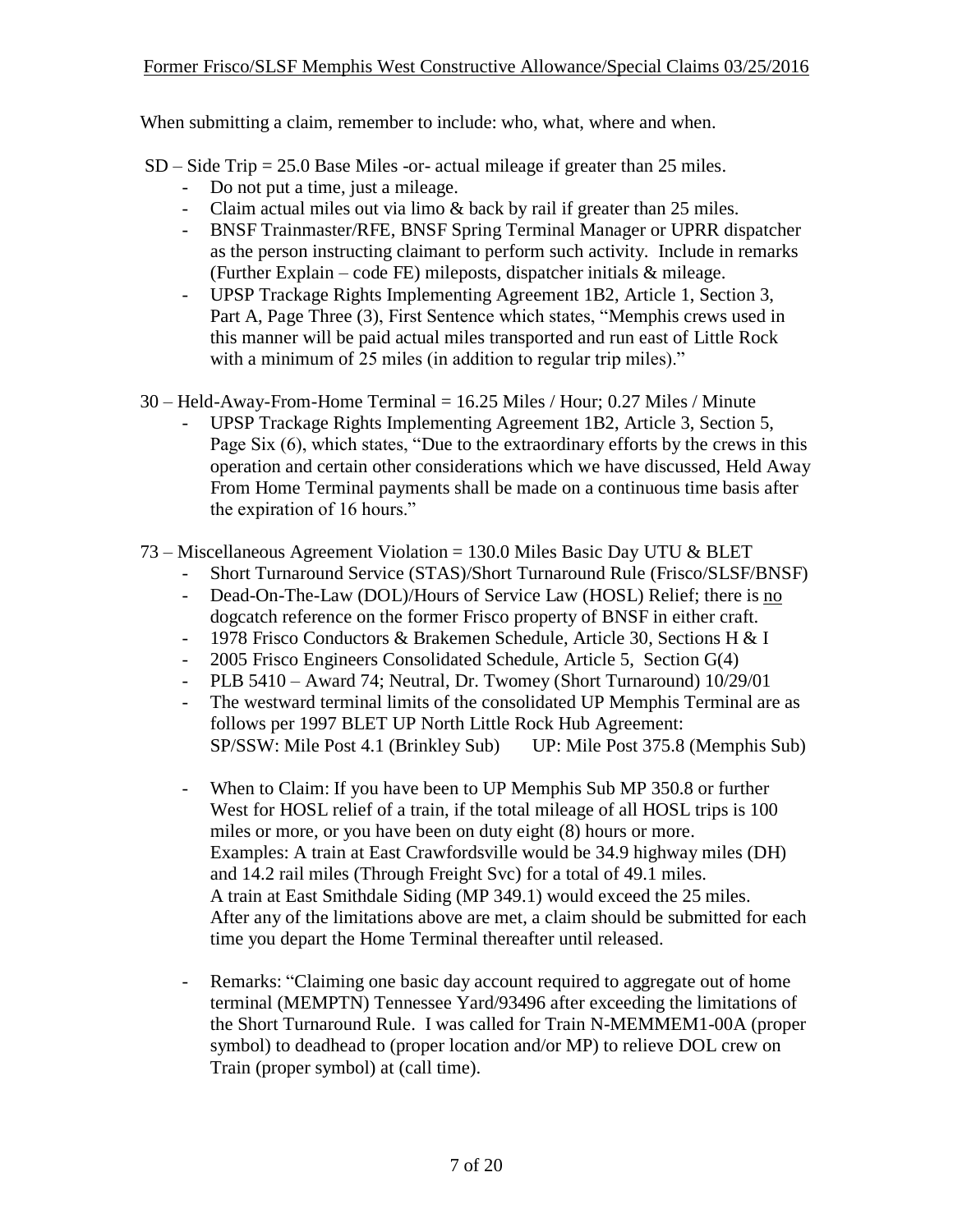When submitting a claim, remember to include: who, what, where and when.

SD – Side Trip = 25.0 Base Miles -or- actual mileage if greater than 25 miles.

- Do not put a time, just a mileage.
- Claim actual miles out via limo & back by rail if greater than 25 miles.
- BNSF Trainmaster/RFE, BNSF Spring Terminal Manager or UPRR dispatcher as the person instructing claimant to perform such activity. Include in remarks (Further Explain – code FE) mileposts, dispatcher initials & mileage.
- UPSP Trackage Rights Implementing Agreement 1B2, Article 1, Section 3, Part A, Page Three (3), First Sentence which states, "Memphis crews used in this manner will be paid actual miles transported and run east of Little Rock with a minimum of 25 miles (in addition to regular trip miles)."

30 – Held-Away-From-Home Terminal = 16.25 Miles / Hour; 0.27 Miles / Minute

- UPSP Trackage Rights Implementing Agreement 1B2, Article 3, Section 5, Page Six (6), which states, "Due to the extraordinary efforts by the crews in this operation and certain other considerations which we have discussed, Held Away From Home Terminal payments shall be made on a continuous time basis after the expiration of 16 hours."

73 – Miscellaneous Agreement Violation = 130.0 Miles Basic Day UTU & BLET

- Short Turnaround Service (STAS)/Short Turnaround Rule (Frisco/SLSF/BNSF)
- Dead-On-The-Law (DOL)/Hours of Service Law (HOSL) Relief; there is no dogcatch reference on the former Frisco property of BNSF in either craft.
- 1978 Frisco Conductors & Brakemen Schedule, Article 30, Sections H & I
- 2005 Frisco Engineers Consolidated Schedule, Article 5, Section G(4)
- PLB 5410 – Award 74; Neutral, Dr. Twomey (Short Turnaround) 10/29/01
- The westward terminal limits of the consolidated UP Memphis Terminal are as follows per 1997 BLET UP North Little Rock Hub Agreement:
  SP/SSW: Mile Post 4.1 (Brinkley Sub) UP: Mile Post 375.8 (Memphis Sub)
- When to Claim: If you have been to UP Memphis Sub MP 350.8 or further West for HOSL relief of a train, if the total mileage of all HOSL trips is 100 miles or more, or you have been on duty eight (8) hours or more.
  Examples: A train at East Crawfordsville would be 34.9 highway miles (DH) and 14.2 rail miles (Through Freight Svc) for a total of 49.1 miles.
  A train at East Smithdale Siding (MP 349.1) would exceed the 25 miles.
  After any of the limitations above are met, a claim should be submitted for each time you depart the Home Terminal thereafter until released.
- Remarks: "Claiming one basic day account required to aggregate out of home terminal (MEMPTN) Tennessee Yard/93496 after exceeding the limitations of the Short Turnaround Rule. I was called for Train N-MEMMEM1-00A (proper symbol) to deadhead to (proper location and/or MP) to relieve DOL crew on Train (proper symbol) at (call time).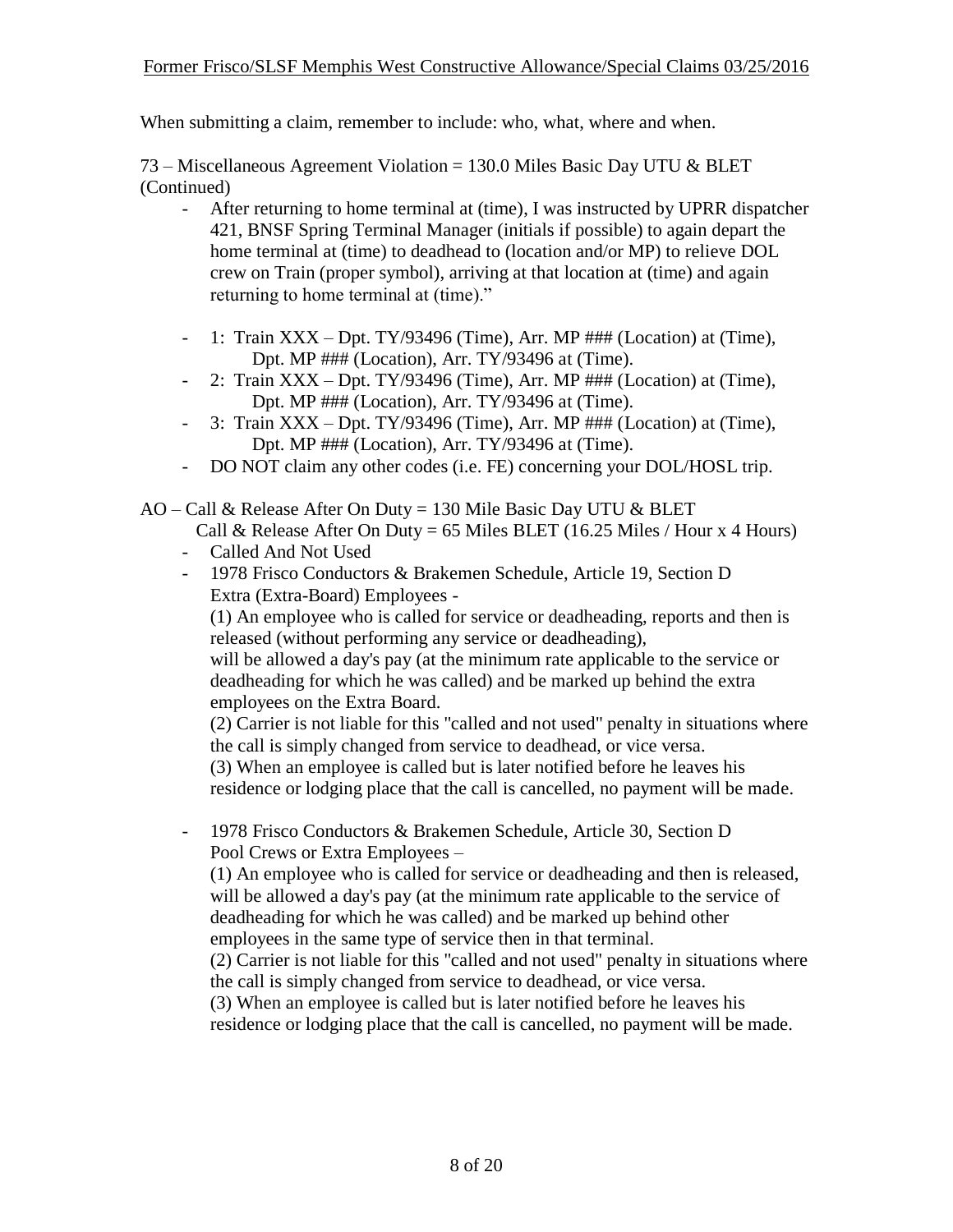When submitting a claim, remember to include: who, what, where and when.

73 – Miscellaneous Agreement Violation = 130.0 Miles Basic Day UTU & BLET (Continued)

- After returning to home terminal at (time), I was instructed by UPRR dispatcher 421, BNSF Spring Terminal Manager (initials if possible) to again depart the home terminal at (time) to deadhead to (location and/or MP) to relieve DOL crew on Train (proper symbol), arriving at that location at (time) and again returning to home terminal at (time)."

- 1: Train XXX – Dpt. TY/93496 (Time), Arr. MP ### (Location) at (Time), Dpt. MP ### (Location), Arr. TY/93496 at (Time).
- 2: Train XXX – Dpt. TY/93496 (Time), Arr. MP ### (Location) at (Time), Dpt. MP ### (Location), Arr. TY/93496 at (Time).
- 3: Train XXX – Dpt. TY/93496 (Time), Arr. MP ### (Location) at (Time), Dpt. MP ### (Location), Arr. TY/93496 at (Time).
- DO NOT claim any other codes (i.e. FE) concerning your DOL/HOSL trip.

AO – Call & Release After On Duty = 130 Mile Basic Day UTU & BLET
Call & Release After On Duty = 65 Miles BLET (16.25 Miles / Hour x 4 Hours)

- Called And Not Used
- 1978 Frisco Conductors & Brakemen Schedule, Article 19, Section D
  Extra (Extra-Board) Employees -

  (1) An employee who is called for service or deadheading, reports and then is released (without performing any service or deadheading), will be allowed a day's pay (at the minimum rate applicable to the service or deadheading for which he was called) and be marked up behind the extra employees on the Extra Board.

  (2) Carrier is not liable for this "called and not used" penalty in situations where the call is simply changed from service to deadhead, or vice versa.

  (3) When an employee is called but is later notified before he leaves his residence or lodging place that the call is cancelled, no payment will be made.

- 1978 Frisco Conductors & Brakemen Schedule, Article 30, Section D
  Pool Crews or Extra Employees –

  (1) An employee who is called for service or deadheading and then is released, will be allowed a day's pay (at the minimum rate applicable to the service of deadheading for which he was called) and be marked up behind other employees in the same type of service then in that terminal.

  (2) Carrier is not liable for this "called and not used" penalty in situations where the call is simply changed from service to deadhead, or vice versa.

  (3) When an employee is called but is later notified before he leaves his residence or lodging place that the call is cancelled, no payment will be made.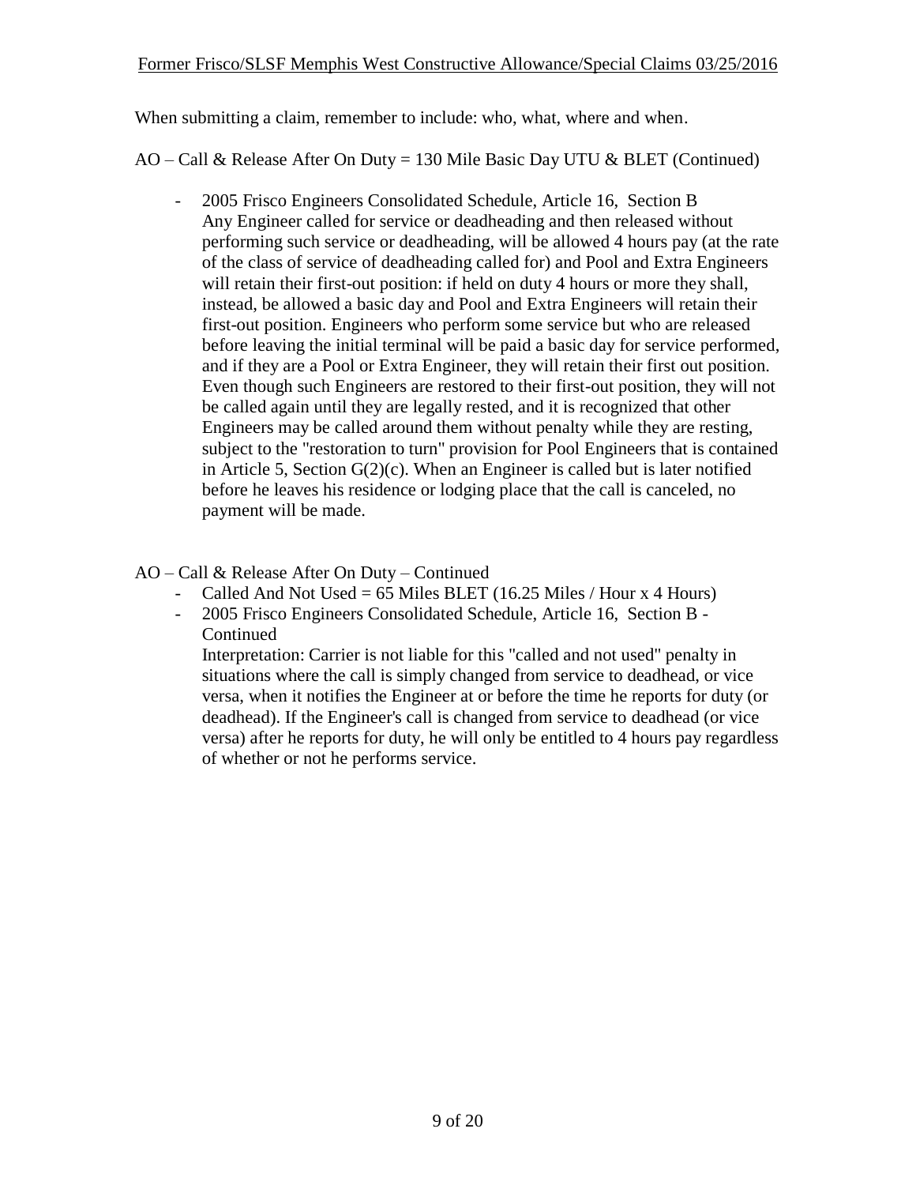When submitting a claim, remember to include: who, what, where and when.

AO – Call & Release After On Duty = 130 Mile Basic Day UTU & BLET (Continued)

- 2005 Frisco Engineers Consolidated Schedule, Article 16, Section B
  Any Engineer called for service or deadheading and then released without performing such service or deadheading, will be allowed 4 hours pay (at the rate of the class of service of deadheading called for) and Pool and Extra Engineers will retain their first-out position: if held on duty 4 hours or more they shall, instead, be allowed a basic day and Pool and Extra Engineers will retain their first-out position. Engineers who perform some service but who are released before leaving the initial terminal will be paid a basic day for service performed, and if they are a Pool or Extra Engineer, they will retain their first out position. Even though such Engineers are restored to their first-out position, they will not be called again until they are legally rested, and it is recognized that other Engineers may be called around them without penalty while they are resting, subject to the "restoration to turn" provision for Pool Engineers that is contained in Article 5, Section G(2)(c). When an Engineer is called but is later notified before he leaves his residence or lodging place that the call is canceled, no payment will be made.

AO – Call & Release After On Duty – Continued

- Called And Not Used = 65 Miles BLET (16.25 Miles / Hour x 4 Hours)
- 2005 Frisco Engineers Consolidated Schedule, Article 16, Section B - Continued
  Interpretation: Carrier is not liable for this "called and not used" penalty in situations where the call is simply changed from service to deadhead, or vice versa, when it notifies the Engineer at or before the time he reports for duty (or deadhead). If the Engineer's call is changed from service to deadhead (or vice versa) after he reports for duty, he will only be entitled to 4 hours pay regardless of whether or not he performs service.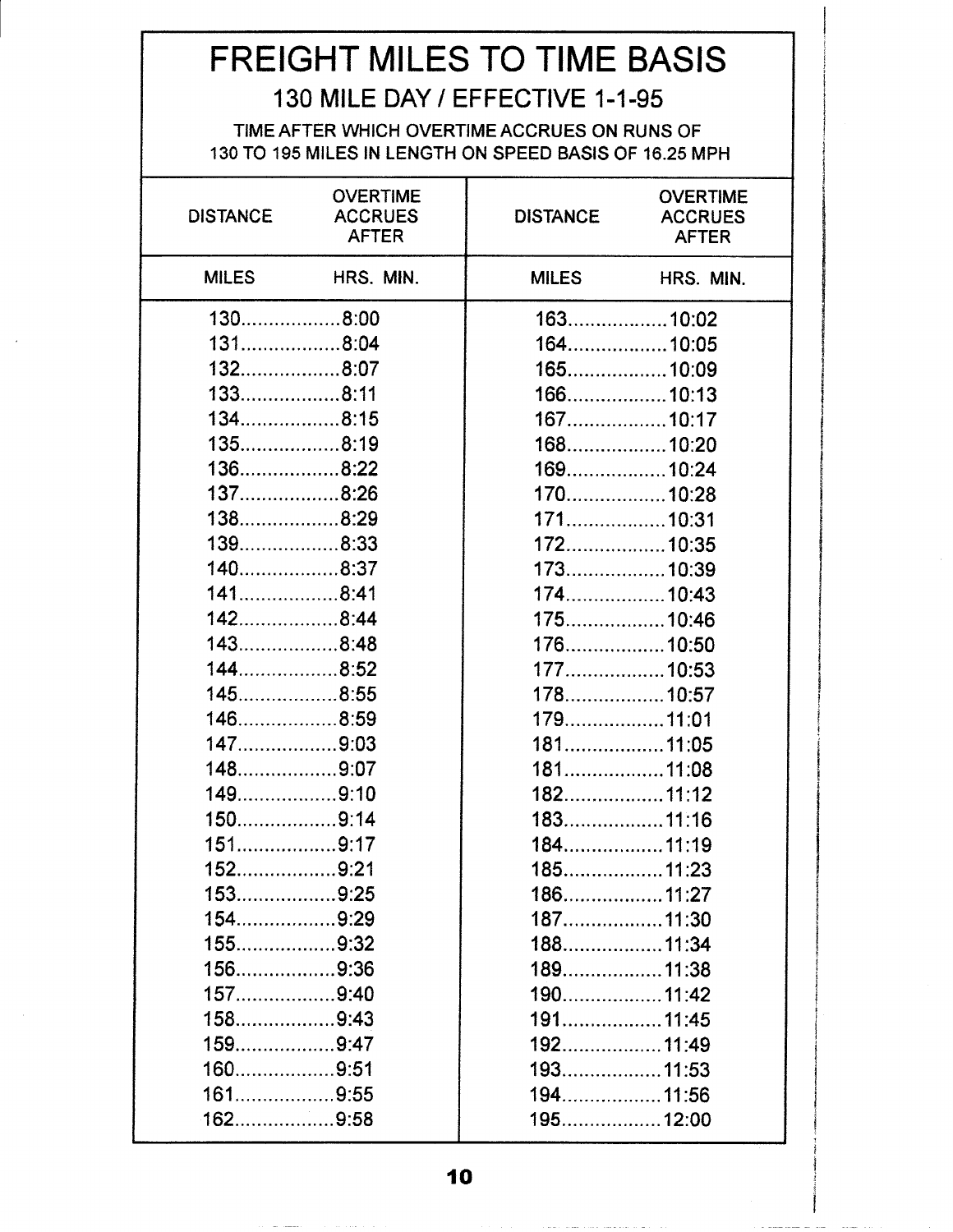# FREIGHT MILES TO TIME BASIS

## 130 MILE DAY / EFFECTIVE 1-1-95

TIME AFTER WHICH OVERTIME ACCRUES ON RUNS OF 130 TO 195 MILES IN LENGTH ON SPEED BASIS OF 16.25 MPH

| DISTANCE | OVERTIME ACCRUES AFTER | DISTANCE | OVERTIME ACCRUES AFTER |
|---|---|---|---|
| MILES | HRS. MIN. | MILES | HRS. MIN. |
| 130 | 8:00 | 163 | 10:02 |
| 131 | 8:04 | 164 | 10:05 |
| 132 | 8:07 | 165 | 10:09 |
| 133 | 8:11 | 166 | 10:13 |
| 134 | 8:15 | 167 | 10:17 |
| 135 | 8:19 | 168 | 10:20 |
| 136 | 8:22 | 169 | 10:24 |
| 137 | 8:26 | 170 | 10:28 |
| 138 | 8:29 | 171 | 10:31 |
| 139 | 8:33 | 172 | 10:35 |
| 140 | 8:37 | 173 | 10:39 |
| 141 | 8:41 | 174 | 10:43 |
| 142 | 8:44 | 175 | 10:46 |
| 143 | 8:48 | 176 | 10:50 |
| 144 | 8:52 | 177 | 10:53 |
| 145 | 8:55 | 178 | 10:57 |
| 146 | 8:59 | 179 | 11:01 |
| 147 | 9:03 | 181 | 11:05 |
| 148 | 9:07 | 181 | 11:08 |
| 149 | 9:10 | 182 | 11:12 |
| 150 | 9:14 | 183 | 11:16 |
| 151 | 9:17 | 184 | 11:19 |
| 152 | 9:21 | 185 | 11:23 |
| 153 | 9:25 | 186 | 11:27 |
| 154 | 9:29 | 187 | 11:30 |
| 155 | 9:32 | 188 | 11:34 |
| 156 | 9:36 | 189 | 11:38 |
| 157 | 9:40 | 190 | 11:42 |
| 158 | 9:43 | 191 | 11:45 |
| 159 | 9:47 | 192 | 11:49 |
| 160 | 9:51 | 193 | 11:53 |
| 161 | 9:55 | 194 | 11:56 |
| 162 | 9:58 | 195 | 12:00 |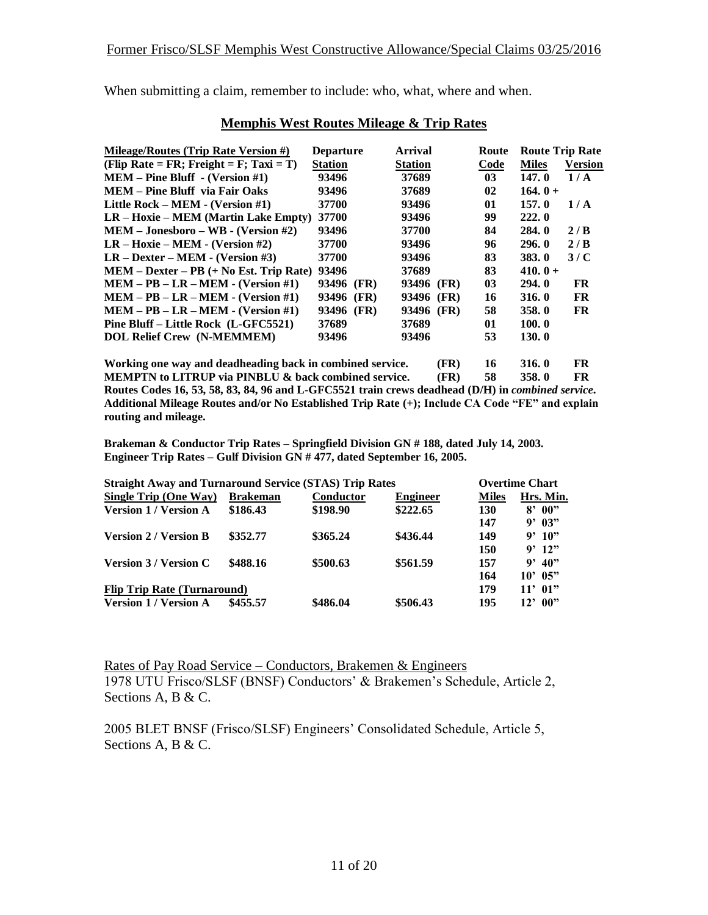When submitting a claim, remember to include: who, what, where and when.

## Memphis West Routes Mileage & Trip Rates

| Mileage/Routes (Trip Rate Version #) (Flip Rate = FR; Freight = F; Taxi = T) | Departure Station | Arrival Station | Route Code | Route Trip Rate Miles | Route Trip Rate Version |
|---|---|---|---|---|---|
| **MEM – Pine Bluff - (Version #1)** | **93496** | **37689** | **03** | **147. 0** | **1 / A** |
| **MEM – Pine Bluff via Fair Oaks** | **93496** | **37689** | **02** | **164. 0 +** | |
| **Little Rock – MEM - (Version #1)** | **37700** | **93496** | **01** | **157. 0** | **1 / A** |
| **LR – Hoxie – MEM (Martin Lake Empty)** | **37700** | **93496** | **99** | **222. 0** | |
| **MEM – Jonesboro – WB - (Version #2)** | **93496** | **37700** | **84** | **284. 0** | **2 / B** |
| **LR – Hoxie – MEM - (Version #2)** | **37700** | **93496** | **96** | **296. 0** | **2 / B** |
| **LR – Dexter – MEM - (Version #3)** | **37700** | **93496** | **83** | **383. 0** | **3 / C** |
| **MEM – Dexter – PB (+ No Est. Trip Rate)** | **93496** | **37689** | **83** | **410. 0 +** | |
| **MEM – PB – LR – MEM - (Version #1)** | **93496 (FR)** | **93496 (FR)** | **03** | **294. 0** | **FR** |
| **MEM – PB – LR – MEM - (Version #1)** | **93496 (FR)** | **93496 (FR)** | **16** | **316. 0** | **FR** |
| **MEM – PB – LR – MEM - (Version #1)** | **93496 (FR)** | **93496 (FR)** | **58** | **358. 0** | **FR** |
| **Pine Bluff – Little Rock (L-GFC5521)** | **37689** | **37689** | **01** | **100. 0** | |
| **DOL Relief Crew (N-MEMMEM)** | **93496** | **93496** | **53** | **130. 0** | |
| **Working one way and deadheading back in combined service.** | | **(FR)** | **16** | **316. 0** | **FR** |
| **MEMPTN to LITRUP via PINBLU & back combined service.** | | **(FR)** | **58** | **358. 0** | **FR** |

**Routes Codes 16, 53, 58, 83, 84, 96 and L-GFC5521 train crews deadhead (D/H) in *combined service*. Additional Mileage Routes and/or No Established Trip Rate (+); Include CA Code "FE" and explain routing and mileage.**

**Brakeman & Conductor Trip Rates – Springfield Division GN # 188, dated July 14, 2003.**
**Engineer Trip Rates – Gulf Division GN # 477, dated September 16, 2005.**

| Straight Away and Turnaround Service (STAS) Trip Rates | | | | Overtime Chart | |
|---|---|---|---|---|---|
| **Single Trip (One Way)** | **Brakeman** | **Conductor** | **Engineer** | **Miles** | **Hrs. Min.** |
| **Version 1 / Version A** | **$186.43** | **$198.90** | **$222.65** | **130** | **8' 00"** |
| | | | | **147** | **9' 03"** |
| **Version 2 / Version B** | **$352.77** | **$365.24** | **$436.44** | **149** | **9' 10"** |
| | | | | **150** | **9' 12"** |
| **Version 3 / Version C** | **$488.16** | **$500.63** | **$561.59** | **157** | **9' 40"** |
| | | | | **164** | **10' 05"** |
| **Flip Trip Rate (Turnaround)** | | | | **179** | **11' 01"** |
| **Version 1 / Version A** | **$455.57** | **$486.04** | **$506.43** | **195** | **12' 00"** |

Rates of Pay Road Service – Conductors, Brakemen & Engineers
1978 UTU Frisco/SLSF (BNSF) Conductors' & Brakemen's Schedule, Article 2, Sections A, B & C.

2005 BLET BNSF (Frisco/SLSF) Engineers' Consolidated Schedule, Article 5, Sections A, B & C.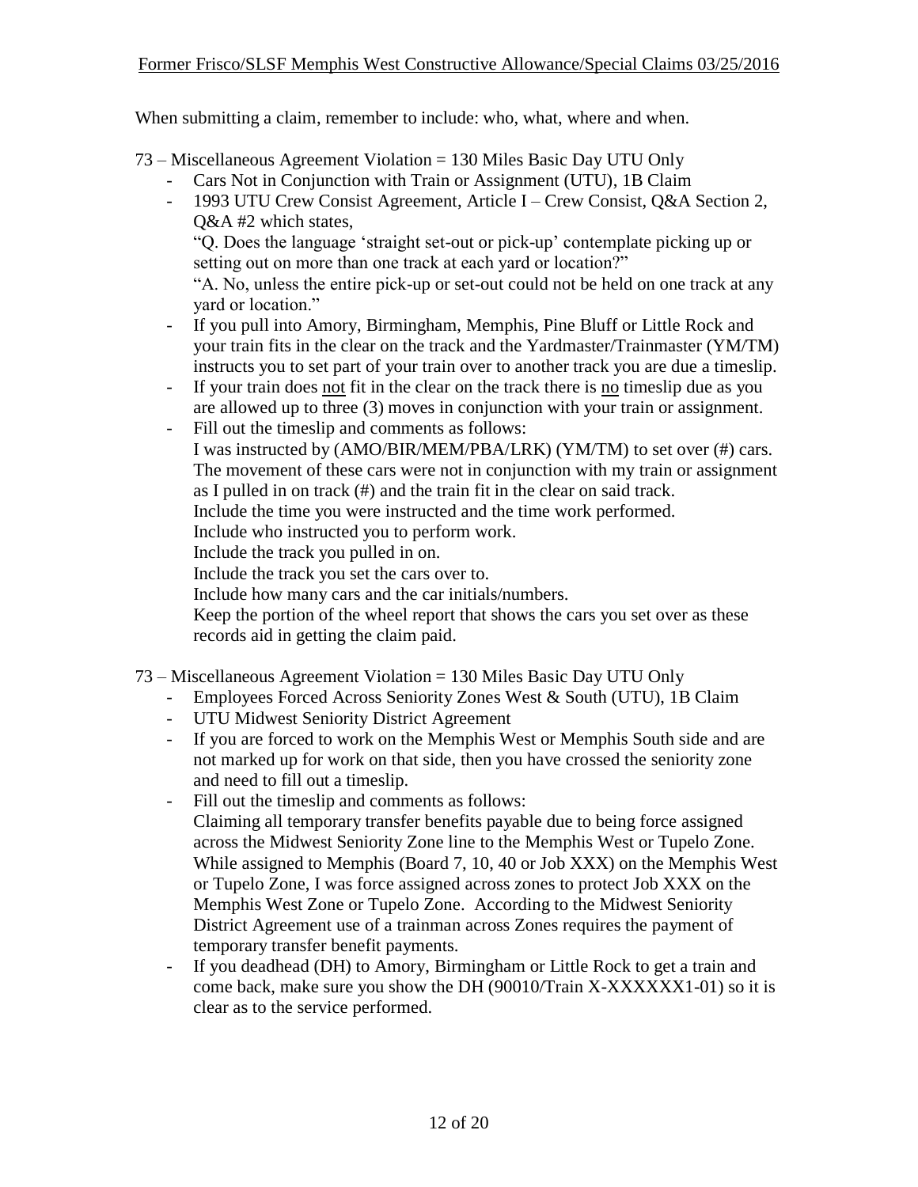When submitting a claim, remember to include: who, what, where and when.

73 – Miscellaneous Agreement Violation = 130 Miles Basic Day UTU Only

- Cars Not in Conjunction with Train or Assignment (UTU), 1B Claim
- 1993 UTU Crew Consist Agreement, Article I – Crew Consist, Q&A Section 2, Q&A #2 which states,
  "Q. Does the language 'straight set-out or pick-up' contemplate picking up or setting out on more than one track at each yard or location?"
  "A. No, unless the entire pick-up or set-out could not be held on one track at any yard or location."
- If you pull into Amory, Birmingham, Memphis, Pine Bluff or Little Rock and your train fits in the clear on the track and the Yardmaster/Trainmaster (YM/TM) instructs you to set part of your train over to another track you are due a timeslip.
- If your train does <u>not</u> fit in the clear on the track there is <u>no</u> timeslip due as you are allowed up to three (3) moves in conjunction with your train or assignment.
- Fill out the timeslip and comments as follows:
  I was instructed by (AMO/BIR/MEM/PBA/LRK) (YM/TM) to set over (#) cars. The movement of these cars were not in conjunction with my train or assignment as I pulled in on track (#) and the train fit in the clear on said track.
  Include the time you were instructed and the time work performed.
  Include who instructed you to perform work.
  Include the track you pulled in on.
  Include the track you set the cars over to.
  Include how many cars and the car initials/numbers.
  Keep the portion of the wheel report that shows the cars you set over as these records aid in getting the claim paid.

73 – Miscellaneous Agreement Violation = 130 Miles Basic Day UTU Only

- Employees Forced Across Seniority Zones West & South (UTU), 1B Claim
- UTU Midwest Seniority District Agreement
- If you are forced to work on the Memphis West or Memphis South side and are not marked up for work on that side, then you have crossed the seniority zone and need to fill out a timeslip.
- Fill out the timeslip and comments as follows:
  Claiming all temporary transfer benefits payable due to being force assigned across the Midwest Seniority Zone line to the Memphis West or Tupelo Zone. While assigned to Memphis (Board 7, 10, 40 or Job XXX) on the Memphis West or Tupelo Zone, I was force assigned across zones to protect Job XXX on the Memphis West Zone or Tupelo Zone. According to the Midwest Seniority District Agreement use of a trainman across Zones requires the payment of temporary transfer benefit payments.
- If you deadhead (DH) to Amory, Birmingham or Little Rock to get a train and come back, make sure you show the DH (90010/Train X-XXXXXX1-01) so it is clear as to the service performed.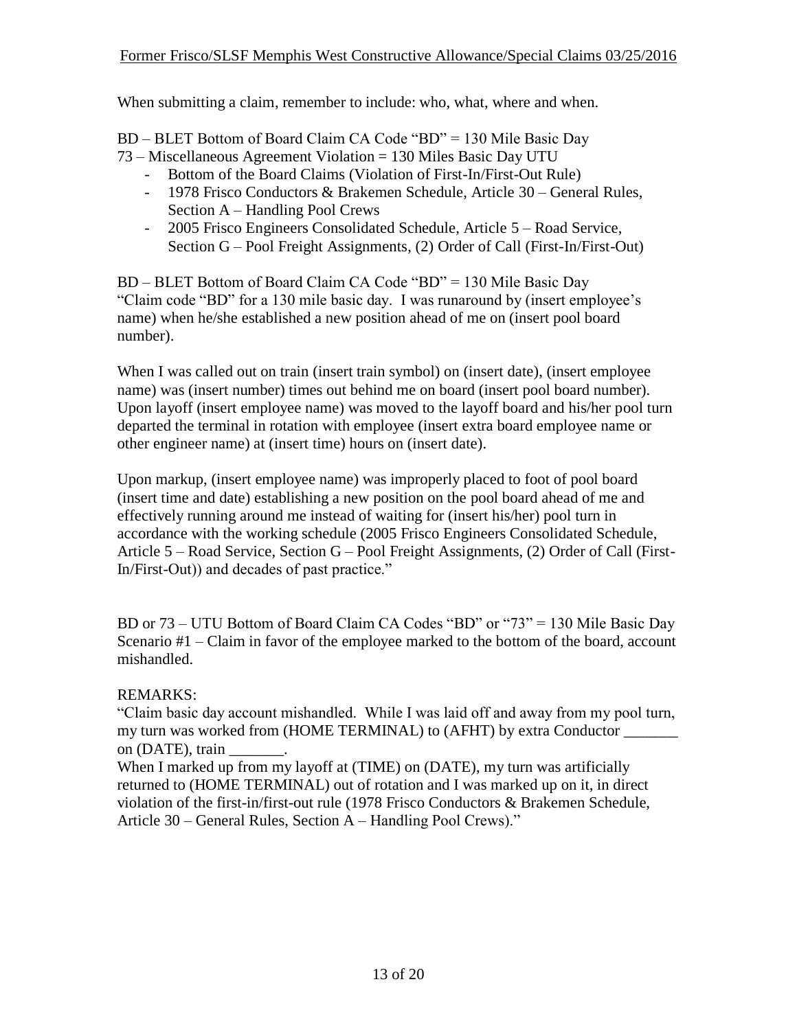When submitting a claim, remember to include: who, what, where and when.

BD – BLET Bottom of Board Claim CA Code "BD" = 130 Mile Basic Day
73 – Miscellaneous Agreement Violation = 130 Miles Basic Day UTU

- Bottom of the Board Claims (Violation of First-In/First-Out Rule)
- 1978 Frisco Conductors & Brakemen Schedule, Article 30 – General Rules, Section A – Handling Pool Crews
- 2005 Frisco Engineers Consolidated Schedule, Article 5 – Road Service, Section G – Pool Freight Assignments, (2) Order of Call (First-In/First-Out)

BD – BLET Bottom of Board Claim CA Code "BD" = 130 Mile Basic Day
"Claim code "BD" for a 130 mile basic day. I was runaround by (insert employee's name) when he/she established a new position ahead of me on (insert pool board number).

When I was called out on train (insert train symbol) on (insert date), (insert employee name) was (insert number) times out behind me on board (insert pool board number). Upon layoff (insert employee name) was moved to the layoff board and his/her pool turn departed the terminal in rotation with employee (insert extra board employee name or other engineer name) at (insert time) hours on (insert date).

Upon markup, (insert employee name) was improperly placed to foot of pool board (insert time and date) establishing a new position on the pool board ahead of me and effectively running around me instead of waiting for (insert his/her) pool turn in accordance with the working schedule (2005 Frisco Engineers Consolidated Schedule, Article 5 – Road Service, Section G – Pool Freight Assignments, (2) Order of Call (First-In/First-Out)) and decades of past practice."

BD or 73 – UTU Bottom of Board Claim CA Codes "BD" or "73" = 130 Mile Basic Day
Scenario #1 – Claim in favor of the employee marked to the bottom of the board, account mishandled.

REMARKS:
"Claim basic day account mishandled. While I was laid off and away from my pool turn, my turn was worked from (HOME TERMINAL) to (AFHT) by extra Conductor _______ on (DATE), train _______.
When I marked up from my layoff at (TIME) on (DATE), my turn was artificially returned to (HOME TERMINAL) out of rotation and I was marked up on it, in direct violation of the first-in/first-out rule (1978 Frisco Conductors & Brakemen Schedule, Article 30 – General Rules, Section A – Handling Pool Crews)."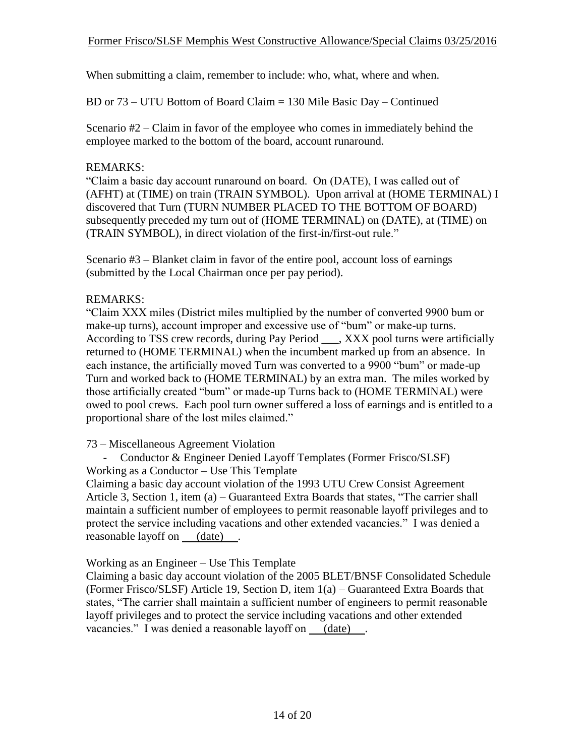When submitting a claim, remember to include: who, what, where and when.

BD or 73 – UTU Bottom of Board Claim = 130 Mile Basic Day – Continued

Scenario #2 – Claim in favor of the employee who comes in immediately behind the employee marked to the bottom of the board, account runaround.

REMARKS:
"Claim a basic day account runaround on board. On (DATE), I was called out of (AFHT) at (TIME) on train (TRAIN SYMBOL). Upon arrival at (HOME TERMINAL) I discovered that Turn (TURN NUMBER PLACED TO THE BOTTOM OF BOARD) subsequently preceded my turn out of (HOME TERMINAL) on (DATE), at (TIME) on (TRAIN SYMBOL), in direct violation of the first-in/first-out rule."

Scenario #3 – Blanket claim in favor of the entire pool, account loss of earnings (submitted by the Local Chairman once per pay period).

REMARKS:
"Claim XXX miles (District miles multiplied by the number of converted 9900 bum or make-up turns), account improper and excessive use of "bum" or make-up turns. According to TSS crew records, during Pay Period ___, XXX pool turns were artificially returned to (HOME TERMINAL) when the incumbent marked up from an absence. In each instance, the artificially moved Turn was converted to a 9900 "bum" or made-up Turn and worked back to (HOME TERMINAL) by an extra man. The miles worked by those artificially created "bum" or made-up Turns back to (HOME TERMINAL) were owed to pool crews. Each pool turn owner suffered a loss of earnings and is entitled to a proportional share of the lost miles claimed."

73 – Miscellaneous Agreement Violation

- Conductor & Engineer Denied Layoff Templates (Former Frisco/SLSF)

Working as a Conductor – Use This Template

Claiming a basic day account violation of the 1993 UTU Crew Consist Agreement Article 3, Section 1, item (a) – Guaranteed Extra Boards that states, "The carrier shall maintain a sufficient number of employees to permit reasonable layoff privileges and to protect the service including vacations and other extended vacancies." I was denied a reasonable layoff on (date).

Working as an Engineer – Use This Template

Claiming a basic day account violation of the 2005 BLET/BNSF Consolidated Schedule (Former Frisco/SLSF) Article 19, Section D, item 1(a) – Guaranteed Extra Boards that states, "The carrier shall maintain a sufficient number of engineers to permit reasonable layoff privileges and to protect the service including vacations and other extended vacancies." I was denied a reasonable layoff on (date).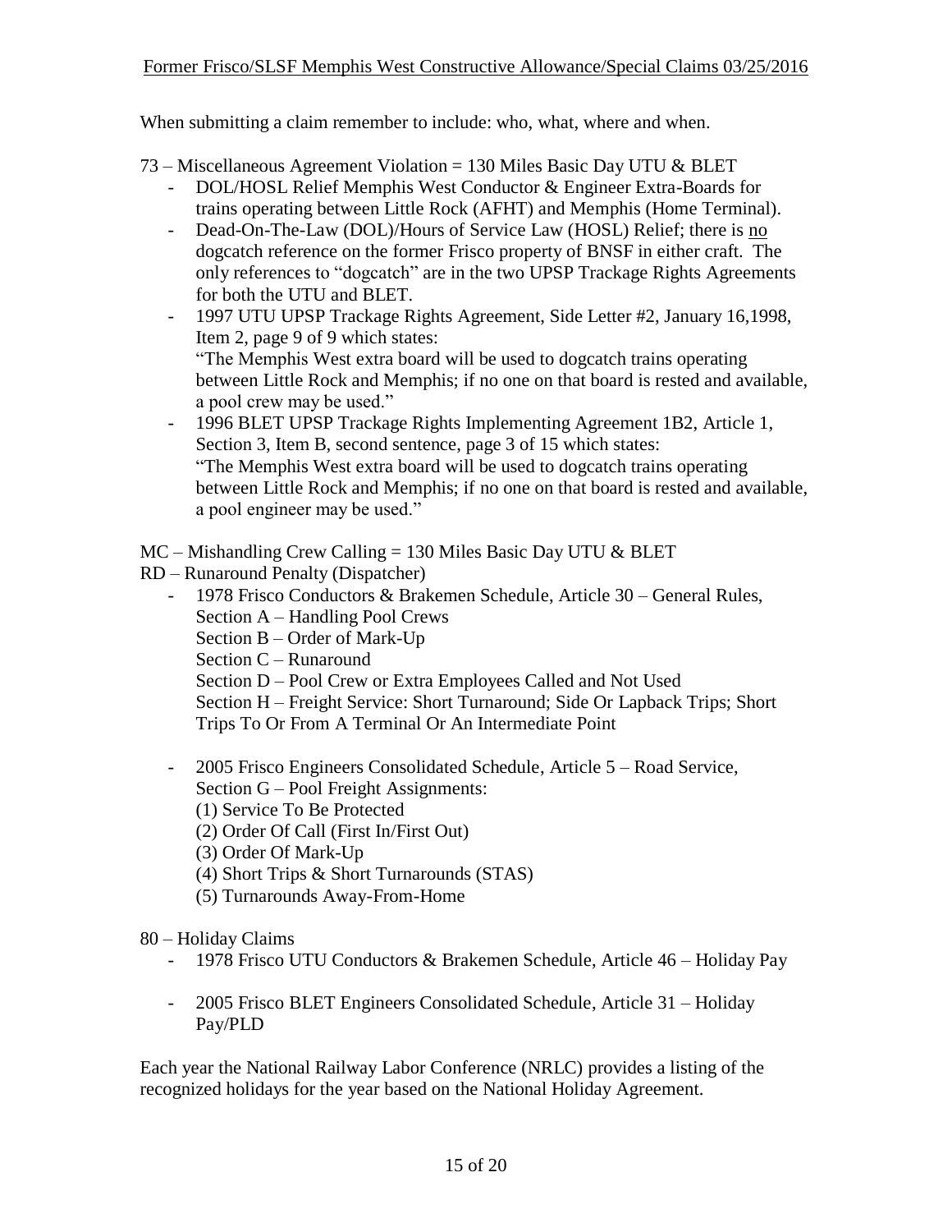When submitting a claim remember to include: who, what, where and when.

73 – Miscellaneous Agreement Violation = 130 Miles Basic Day UTU & BLET

- DOL/HOSL Relief Memphis West Conductor & Engineer Extra-Boards for trains operating between Little Rock (AFHT) and Memphis (Home Terminal).
- Dead-On-The-Law (DOL)/Hours of Service Law (HOSL) Relief; there is <u>no</u> dogcatch reference on the former Frisco property of BNSF in either craft. The only references to "dogcatch" are in the two UPSP Trackage Rights Agreements for both the UTU and BLET.
- 1997 UTU UPSP Trackage Rights Agreement, Side Letter #2, January 16,1998, Item 2, page 9 of 9 which states:
  "The Memphis West extra board will be used to dogcatch trains operating between Little Rock and Memphis; if no one on that board is rested and available, a pool crew may be used."
- 1996 BLET UPSP Trackage Rights Implementing Agreement 1B2, Article 1, Section 3, Item B, second sentence, page 3 of 15 which states:
  "The Memphis West extra board will be used to dogcatch trains operating between Little Rock and Memphis; if no one on that board is rested and available, a pool engineer may be used."

MC – Mishandling Crew Calling = 130 Miles Basic Day UTU & BLET

RD – Runaround Penalty (Dispatcher)

- 1978 Frisco Conductors & Brakemen Schedule, Article 30 – General Rules,
  Section A – Handling Pool Crews
  Section B – Order of Mark-Up
  Section C – Runaround
  Section D – Pool Crew or Extra Employees Called and Not Used
  Section H – Freight Service: Short Turnaround; Side Or Lapback Trips; Short Trips To Or From A Terminal Or An Intermediate Point

- 2005 Frisco Engineers Consolidated Schedule, Article 5 – Road Service, Section G – Pool Freight Assignments:
  (1) Service To Be Protected
  (2) Order Of Call (First In/First Out)
  (3) Order Of Mark-Up
  (4) Short Trips & Short Turnarounds (STAS)
  (5) Turnarounds Away-From-Home

80 – Holiday Claims

- 1978 Frisco UTU Conductors & Brakemen Schedule, Article 46 – Holiday Pay

- 2005 Frisco BLET Engineers Consolidated Schedule, Article 31 – Holiday Pay/PLD

Each year the National Railway Labor Conference (NRLC) provides a listing of the recognized holidays for the year based on the National Holiday Agreement.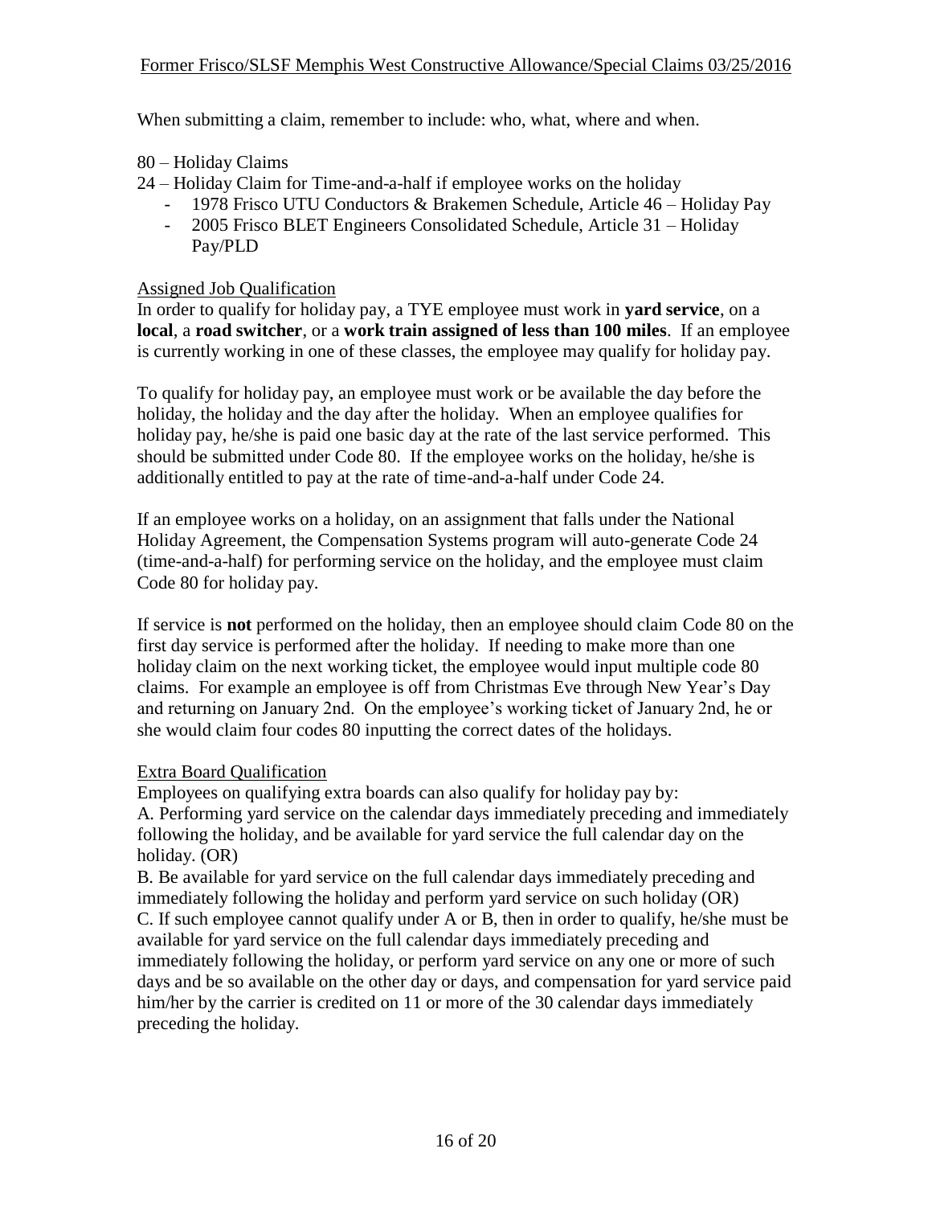When submitting a claim, remember to include: who, what, where and when.

80 – Holiday Claims
24 – Holiday Claim for Time-and-a-half if employee works on the holiday

- 1978 Frisco UTU Conductors & Brakemen Schedule, Article 46 – Holiday Pay
- 2005 Frisco BLET Engineers Consolidated Schedule, Article 31 – Holiday Pay/PLD

Assigned Job Qualification

In order to qualify for holiday pay, a TYE employee must work in **yard service**, on a **local**, a **road switcher**, or a **work train assigned of less than 100 miles**. If an employee is currently working in one of these classes, the employee may qualify for holiday pay.

To qualify for holiday pay, an employee must work or be available the day before the holiday, the holiday and the day after the holiday. When an employee qualifies for holiday pay, he/she is paid one basic day at the rate of the last service performed. This should be submitted under Code 80. If the employee works on the holiday, he/she is additionally entitled to pay at the rate of time-and-a-half under Code 24.

If an employee works on a holiday, on an assignment that falls under the National Holiday Agreement, the Compensation Systems program will auto-generate Code 24 (time-and-a-half) for performing service on the holiday, and the employee must claim Code 80 for holiday pay.

If service is **not** performed on the holiday, then an employee should claim Code 80 on the first day service is performed after the holiday. If needing to make more than one holiday claim on the next working ticket, the employee would input multiple code 80 claims. For example an employee is off from Christmas Eve through New Year's Day and returning on January 2nd. On the employee's working ticket of January 2nd, he or she would claim four codes 80 inputting the correct dates of the holidays.

Extra Board Qualification

Employees on qualifying extra boards can also qualify for holiday pay by:
A. Performing yard service on the calendar days immediately preceding and immediately following the holiday, and be available for yard service the full calendar day on the holiday. (OR)
B. Be available for yard service on the full calendar days immediately preceding and immediately following the holiday and perform yard service on such holiday (OR)
C. If such employee cannot qualify under A or B, then in order to qualify, he/she must be available for yard service on the full calendar days immediately preceding and immediately following the holiday, or perform yard service on any one or more of such days and be so available on the other day or days, and compensation for yard service paid him/her by the carrier is credited on 11 or more of the 30 calendar days immediately preceding the holiday.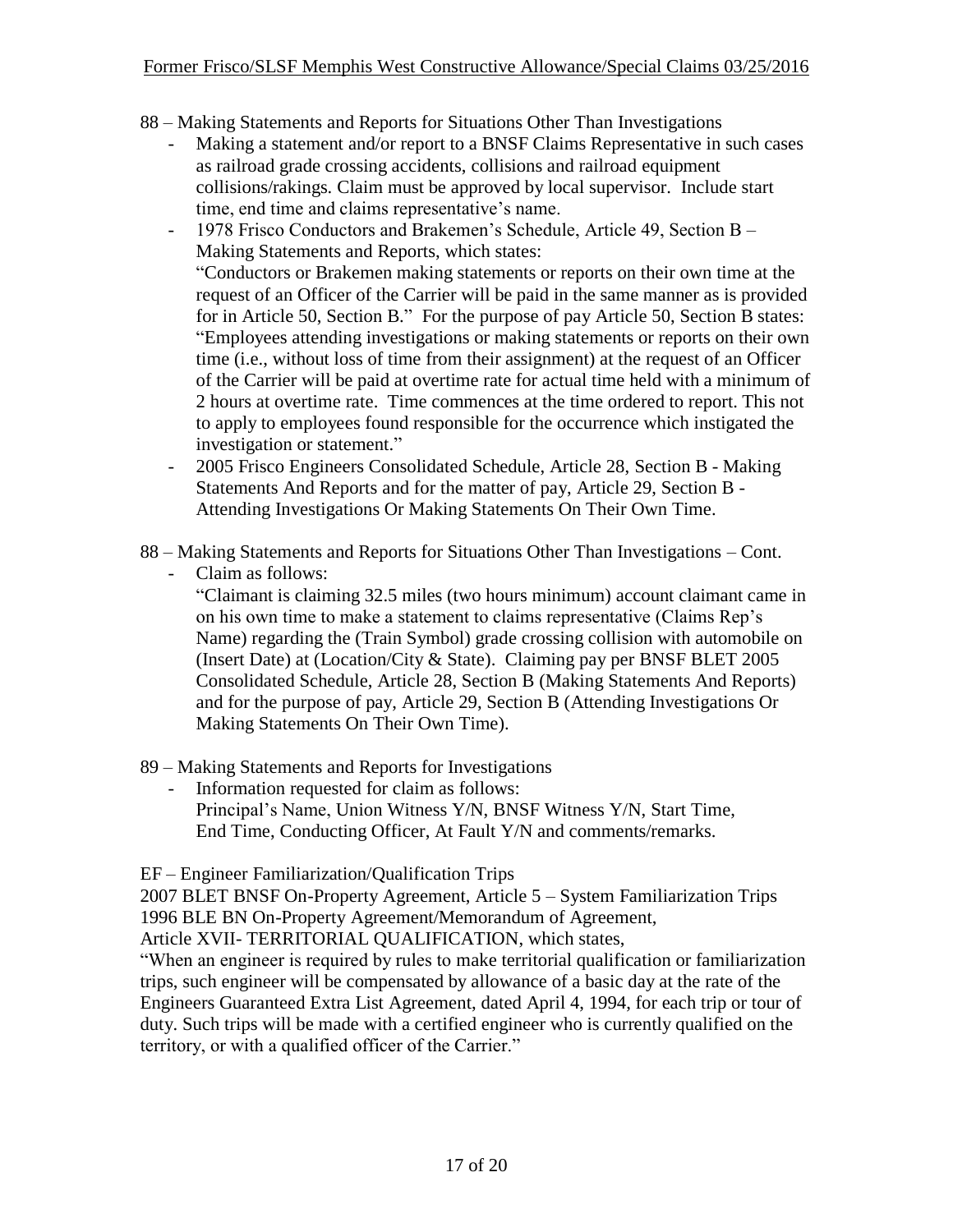88 – Making Statements and Reports for Situations Other Than Investigations

- Making a statement and/or report to a BNSF Claims Representative in such cases as railroad grade crossing accidents, collisions and railroad equipment collisions/rakings. Claim must be approved by local supervisor. Include start time, end time and claims representative's name.
- 1978 Frisco Conductors and Brakemen's Schedule, Article 49, Section B – Making Statements and Reports, which states:
  "Conductors or Brakemen making statements or reports on their own time at the request of an Officer of the Carrier will be paid in the same manner as is provided for in Article 50, Section B." For the purpose of pay Article 50, Section B states: "Employees attending investigations or making statements or reports on their own time (i.e., without loss of time from their assignment) at the request of an Officer of the Carrier will be paid at overtime rate for actual time held with a minimum of 2 hours at overtime rate. Time commences at the time ordered to report. This not to apply to employees found responsible for the occurrence which instigated the investigation or statement."
- 2005 Frisco Engineers Consolidated Schedule, Article 28, Section B - Making Statements And Reports and for the matter of pay, Article 29, Section B - Attending Investigations Or Making Statements On Their Own Time.

88 – Making Statements and Reports for Situations Other Than Investigations – Cont.

- Claim as follows:
  "Claimant is claiming 32.5 miles (two hours minimum) account claimant came in on his own time to make a statement to claims representative (Claims Rep's Name) regarding the (Train Symbol) grade crossing collision with automobile on (Insert Date) at (Location/City & State). Claiming pay per BNSF BLET 2005 Consolidated Schedule, Article 28, Section B (Making Statements And Reports) and for the purpose of pay, Article 29, Section B (Attending Investigations Or Making Statements On Their Own Time).

89 – Making Statements and Reports for Investigations

- Information requested for claim as follows:
  Principal's Name, Union Witness Y/N, BNSF Witness Y/N, Start Time, End Time, Conducting Officer, At Fault Y/N and comments/remarks.

EF – Engineer Familiarization/Qualification Trips
2007 BLET BNSF On-Property Agreement, Article 5 – System Familiarization Trips
1996 BLE BN On-Property Agreement/Memorandum of Agreement,
Article XVII- TERRITORIAL QUALIFICATION, which states,
"When an engineer is required by rules to make territorial qualification or familiarization trips, such engineer will be compensated by allowance of a basic day at the rate of the Engineers Guaranteed Extra List Agreement, dated April 4, 1994, for each trip or tour of duty. Such trips will be made with a certified engineer who is currently qualified on the territory, or with a qualified officer of the Carrier."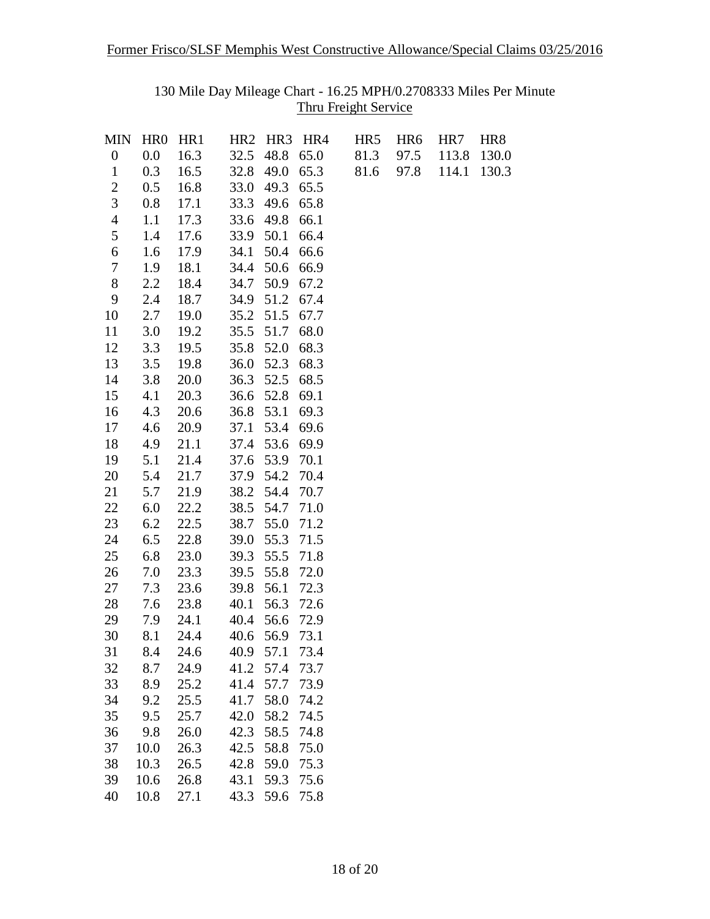130 Mile Day Mileage Chart - 16.25 MPH/0.2708333 Miles Per Minute

Thru Freight Service

| MIN | HR0 | HR1 | HR2 | HR3 | HR4 | HR5 | HR6 | HR7 | HR8 |
|---|---|---|---|---|---|---|---|---|---|
| 0 | 0.0 | 16.3 | 32.5 | 48.8 | 65.0 | 81.3 | 97.5 | 113.8 | 130.0 |
| 1 | 0.3 | 16.5 | 32.8 | 49.0 | 65.3 | 81.6 | 97.8 | 114.1 | 130.3 |
| 2 | 0.5 | 16.8 | 33.0 | 49.3 | 65.5 | | | | |
| 3 | 0.8 | 17.1 | 33.3 | 49.6 | 65.8 | | | | |
| 4 | 1.1 | 17.3 | 33.6 | 49.8 | 66.1 | | | | |
| 5 | 1.4 | 17.6 | 33.9 | 50.1 | 66.4 | | | | |
| 6 | 1.6 | 17.9 | 34.1 | 50.4 | 66.6 | | | | |
| 7 | 1.9 | 18.1 | 34.4 | 50.6 | 66.9 | | | | |
| 8 | 2.2 | 18.4 | 34.7 | 50.9 | 67.2 | | | | |
| 9 | 2.4 | 18.7 | 34.9 | 51.2 | 67.4 | | | | |
| 10 | 2.7 | 19.0 | 35.2 | 51.5 | 67.7 | | | | |
| 11 | 3.0 | 19.2 | 35.5 | 51.7 | 68.0 | | | | |
| 12 | 3.3 | 19.5 | 35.8 | 52.0 | 68.3 | | | | |
| 13 | 3.5 | 19.8 | 36.0 | 52.3 | 68.3 | | | | |
| 14 | 3.8 | 20.0 | 36.3 | 52.5 | 68.5 | | | | |
| 15 | 4.1 | 20.3 | 36.6 | 52.8 | 69.1 | | | | |
| 16 | 4.3 | 20.6 | 36.8 | 53.1 | 69.3 | | | | |
| 17 | 4.6 | 20.9 | 37.1 | 53.4 | 69.6 | | | | |
| 18 | 4.9 | 21.1 | 37.4 | 53.6 | 69.9 | | | | |
| 19 | 5.1 | 21.4 | 37.6 | 53.9 | 70.1 | | | | |
| 20 | 5.4 | 21.7 | 37.9 | 54.2 | 70.4 | | | | |
| 21 | 5.7 | 21.9 | 38.2 | 54.4 | 70.7 | | | | |
| 22 | 6.0 | 22.2 | 38.5 | 54.7 | 71.0 | | | | |
| 23 | 6.2 | 22.5 | 38.7 | 55.0 | 71.2 | | | | |
| 24 | 6.5 | 22.8 | 39.0 | 55.3 | 71.5 | | | | |
| 25 | 6.8 | 23.0 | 39.3 | 55.5 | 71.8 | | | | |
| 26 | 7.0 | 23.3 | 39.5 | 55.8 | 72.0 | | | | |
| 27 | 7.3 | 23.6 | 39.8 | 56.1 | 72.3 | | | | |
| 28 | 7.6 | 23.8 | 40.1 | 56.3 | 72.6 | | | | |
| 29 | 7.9 | 24.1 | 40.4 | 56.6 | 72.9 | | | | |
| 30 | 8.1 | 24.4 | 40.6 | 56.9 | 73.1 | | | | |
| 31 | 8.4 | 24.6 | 40.9 | 57.1 | 73.4 | | | | |
| 32 | 8.7 | 24.9 | 41.2 | 57.4 | 73.7 | | | | |
| 33 | 8.9 | 25.2 | 41.4 | 57.7 | 73.9 | | | | |
| 34 | 9.2 | 25.5 | 41.7 | 58.0 | 74.2 | | | | |
| 35 | 9.5 | 25.7 | 42.0 | 58.2 | 74.5 | | | | |
| 36 | 9.8 | 26.0 | 42.3 | 58.5 | 74.8 | | | | |
| 37 | 10.0 | 26.3 | 42.5 | 58.8 | 75.0 | | | | |
| 38 | 10.3 | 26.5 | 42.8 | 59.0 | 75.3 | | | | |
| 39 | 10.6 | 26.8 | 43.1 | 59.3 | 75.6 | | | | |
| 40 | 10.8 | 27.1 | 43.3 | 59.6 | 75.8 | | | | |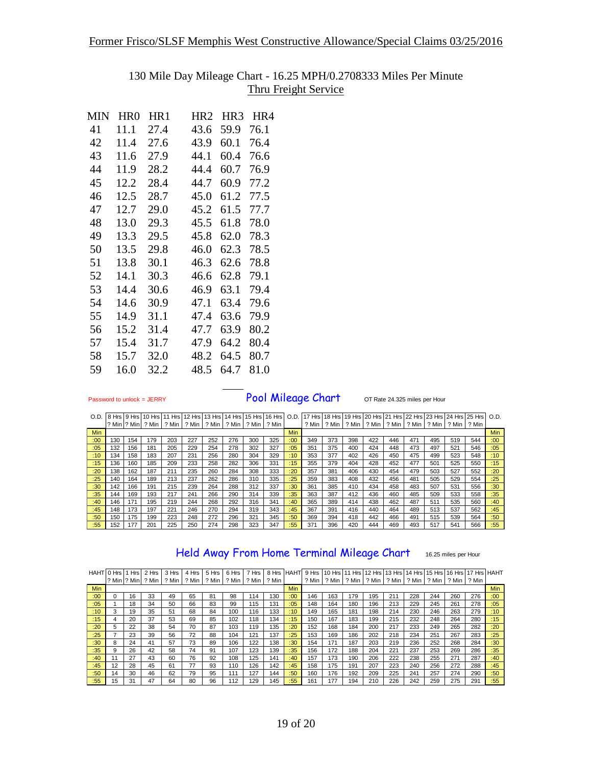Former Frisco/SLSF Memphis West Constructive Allowance/Special Claims 03/25/2016

## 130 Mile Day Mileage Chart - 16.25 MPH/0.2708333 Miles Per Minute

### Thru Freight Service

| MIN | HR0 | HR1 | HR2 | HR3 | HR4 |
|---|---|---|---|---|---|
| 41 | 11.1 | 27.4 | 43.6 | 59.9 | 76.1 |
| 42 | 11.4 | 27.6 | 43.9 | 60.1 | 76.4 |
| 43 | 11.6 | 27.9 | 44.1 | 60.4 | 76.6 |
| 44 | 11.9 | 28.2 | 44.4 | 60.7 | 76.9 |
| 45 | 12.2 | 28.4 | 44.7 | 60.9 | 77.2 |
| 46 | 12.5 | 28.7 | 45.0 | 61.2 | 77.5 |
| 47 | 12.7 | 29.0 | 45.2 | 61.5 | 77.7 |
| 48 | 13.0 | 29.3 | 45.5 | 61.8 | 78.0 |
| 49 | 13.3 | 29.5 | 45.8 | 62.0 | 78.3 |
| 50 | 13.5 | 29.8 | 46.0 | 62.3 | 78.5 |
| 51 | 13.8 | 30.1 | 46.3 | 62.6 | 78.8 |
| 52 | 14.1 | 30.3 | 46.6 | 62.8 | 79.1 |
| 53 | 14.4 | 30.6 | 46.9 | 63.1 | 79.4 |
| 54 | 14.6 | 30.9 | 47.1 | 63.4 | 79.6 |
| 55 | 14.9 | 31.1 | 47.4 | 63.6 | 79.9 |
| 56 | 15.2 | 31.4 | 47.7 | 63.9 | 80.2 |
| 57 | 15.4 | 31.7 | 47.9 | 64.2 | 80.4 |
| 58 | 15.7 | 32.0 | 48.2 | 64.5 | 80.7 |
| 59 | 16.0 | 32.2 | 48.5 | 64.7 | 81.0 |

Password to unlock = JERRY

## Pool Mileage Chart

OT Rate 24.325 miles per Hour

| O.D. | 8 Hrs ? Min | 9 Hrs ? Min | 10 Hrs ? Min | 11 Hrs ? Min | 12 Hrs ? Min | 13 Hrs ? Min | 14 Hrs ? Min | 15 Hrs ? Min | 16 Hrs ? Min | O.D. | 17 Hrs ? Min | 18 Hrs ? Min | 19 Hrs ? Min | 20 Hrs ? Min | 21 Hrs ? Min | 22 Hrs ? Min | 23 Hrs ? Min | 24 Hrs ? Min | 25 Hrs ? Min | O.D. |
|---|---|---|---|---|---|---|---|---|---|---|---|---|---|---|---|---|---|---|---|---|
| Min | | | | | | | | | | Min | | | | | | | | | | Min |
| :00 | 130 | 154 | 179 | 203 | 227 | 252 | 276 | 300 | 325 | :00 | 349 | 373 | 398 | 422 | 446 | 471 | 495 | 519 | 544 | :00 |
| :05 | 132 | 156 | 181 | 205 | 229 | 254 | 278 | 302 | 327 | :05 | 351 | 375 | 400 | 424 | 448 | 473 | 497 | 521 | 546 | :05 |
| :10 | 134 | 158 | 183 | 207 | 231 | 256 | 280 | 304 | 329 | :10 | 353 | 377 | 402 | 426 | 450 | 475 | 499 | 523 | 548 | :10 |
| :15 | 136 | 160 | 185 | 209 | 233 | 258 | 282 | 306 | 331 | :15 | 355 | 379 | 404 | 428 | 452 | 477 | 501 | 525 | 550 | :15 |
| :20 | 138 | 162 | 187 | 211 | 235 | 260 | 284 | 308 | 333 | :20 | 357 | 381 | 406 | 430 | 454 | 479 | 503 | 527 | 552 | :20 |
| :25 | 140 | 164 | 189 | 213 | 237 | 262 | 286 | 310 | 335 | :25 | 359 | 383 | 408 | 432 | 456 | 481 | 505 | 529 | 554 | :25 |
| :30 | 142 | 166 | 191 | 215 | 239 | 264 | 288 | 312 | 337 | :30 | 361 | 385 | 410 | 434 | 458 | 483 | 507 | 531 | 556 | :30 |
| :35 | 144 | 169 | 193 | 217 | 241 | 266 | 290 | 314 | 339 | :35 | 363 | 387 | 412 | 436 | 460 | 485 | 509 | 533 | 558 | :35 |
| :40 | 146 | 171 | 195 | 219 | 244 | 268 | 292 | 316 | 341 | :40 | 365 | 389 | 414 | 438 | 462 | 487 | 511 | 535 | 560 | :40 |
| :45 | 148 | 173 | 197 | 221 | 246 | 270 | 294 | 319 | 343 | :45 | 367 | 391 | 416 | 440 | 464 | 489 | 513 | 537 | 562 | :45 |
| :50 | 150 | 175 | 199 | 223 | 248 | 272 | 296 | 321 | 345 | :50 | 369 | 394 | 418 | 442 | 466 | 491 | 515 | 539 | 564 | :50 |
| :55 | 152 | 177 | 201 | 225 | 250 | 274 | 298 | 323 | 347 | :55 | 371 | 396 | 420 | 444 | 469 | 493 | 517 | 541 | 566 | :55 |

## Held Away From Home Terminal Mileage Chart

16.25 miles per Hour

| HAHT | 0 Hrs ? Min | 1 Hrs ? Min | 2 Hrs ? Min | 3 Hrs ? Min | 4 Hrs ? Min | 5 Hrs ? Min | 6 Hrs ? Min | 7 Hrs ? Min | 8 Hrs ? Min | HAHT | 9 Hrs ? Min | 10 Hrs ? Min | 11 Hrs ? Min | 12 Hrs ? Min | 13 Hrs ? Min | 14 Hrs ? Min | 15 Hrs ? Min | 16 Hrs ? Min | 17 Hrs ? Min | HAHT |
|---|---|---|---|---|---|---|---|---|---|---|---|---|---|---|---|---|---|---|---|---|
| Min | | | | | | | | | | Min | | | | | | | | | | Min |
| :00 | 0 | 16 | 33 | 49 | 65 | 81 | 98 | 114 | 130 | :00 | 146 | 163 | 179 | 195 | 211 | 228 | 244 | 260 | 276 | :00 |
| :05 | 1 | 18 | 34 | 50 | 66 | 83 | 99 | 115 | 131 | :05 | 148 | 164 | 180 | 196 | 213 | 229 | 245 | 261 | 278 | :05 |
| :10 | 3 | 19 | 35 | 51 | 68 | 84 | 100 | 116 | 133 | :10 | 149 | 165 | 181 | 198 | 214 | 230 | 246 | 263 | 279 | :10 |
| :15 | 4 | 20 | 37 | 53 | 69 | 85 | 102 | 118 | 134 | :15 | 150 | 167 | 183 | 199 | 215 | 232 | 248 | 264 | 280 | :15 |
| :20 | 5 | 22 | 38 | 54 | 70 | 87 | 103 | 119 | 135 | :20 | 152 | 168 | 184 | 200 | 217 | 233 | 249 | 265 | 282 | :20 |
| :25 | 7 | 23 | 39 | 56 | 72 | 88 | 104 | 121 | 137 | :25 | 153 | 169 | 186 | 202 | 218 | 234 | 251 | 267 | 283 | :25 |
| :30 | 8 | 24 | 41 | 57 | 73 | 89 | 106 | 122 | 138 | :30 | 154 | 171 | 187 | 203 | 219 | 236 | 252 | 268 | 284 | :30 |
| :35 | 9 | 26 | 42 | 58 | 74 | 91 | 107 | 123 | 139 | :35 | 156 | 172 | 188 | 204 | 221 | 237 | 253 | 269 | 286 | :35 |
| :40 | 11 | 27 | 43 | 60 | 76 | 92 | 108 | 125 | 141 | :40 | 157 | 173 | 190 | 206 | 222 | 238 | 255 | 271 | 287 | :40 |
| :45 | 12 | 28 | 45 | 61 | 77 | 93 | 110 | 126 | 142 | :45 | 158 | 175 | 191 | 207 | 223 | 240 | 256 | 272 | 288 | :45 |
| :50 | 14 | 30 | 46 | 62 | 79 | 95 | 111 | 127 | 144 | :50 | 160 | 176 | 192 | 209 | 225 | 241 | 257 | 274 | 290 | :50 |
| :55 | 15 | 31 | 47 | 64 | 80 | 96 | 112 | 129 | 145 | :55 | 161 | 177 | 194 | 210 | 226 | 242 | 259 | 275 | 291 | :55 |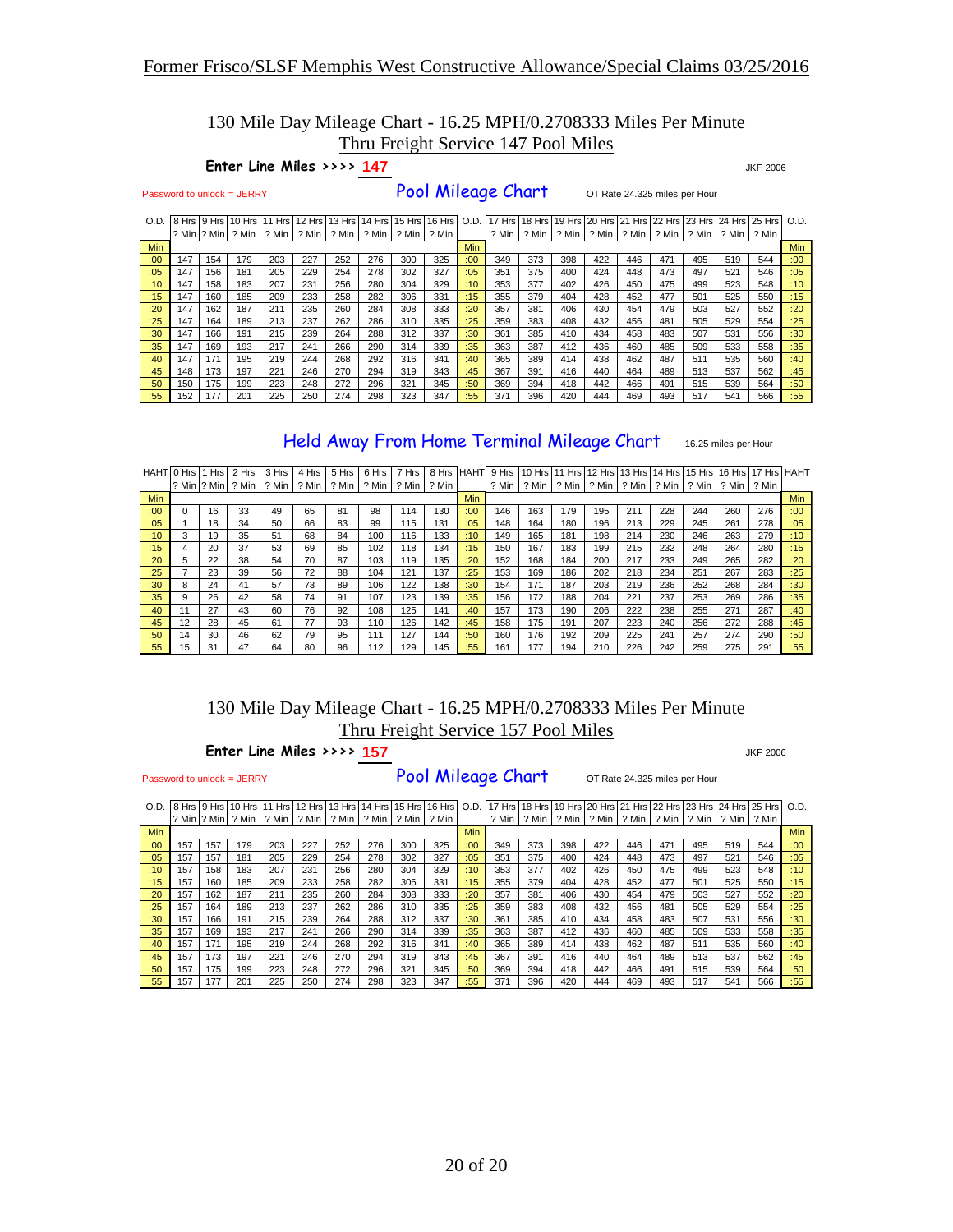Former Frisco/SLSF Memphis West Constructive Allowance/Special Claims 03/25/2016

## 130 Mile Day Mileage Chart - 16.25 MPH/0.2708333 Miles Per Minute

### Thru Freight Service 147 Pool Miles

**Enter Line Miles >>>> 147**

JKF 2006

Password to unlock = JERRY

### Pool Mileage Chart

OT Rate 24.325 miles per Hour

| O.D. | 8 Hrs ? Min | 9 Hrs ? Min | 10 Hrs ? Min | 11 Hrs ? Min | 12 Hrs ? Min | 13 Hrs ? Min | 14 Hrs ? Min | 15 Hrs ? Min | 16 Hrs ? Min | O.D. | 17 Hrs ? Min | 18 Hrs ? Min | 19 Hrs ? Min | 20 Hrs ? Min | 21 Hrs ? Min | 22 Hrs ? Min | 23 Hrs ? Min | 24 Hrs ? Min | 25 Hrs ? Min | O.D. |
|---|---|---|---|---|---|---|---|---|---|---|---|---|---|---|---|---|---|---|---|---|
| Min | | | | | | | | | | Min | | | | | | | | | | Min |
| :00 | 147 | 154 | 179 | 203 | 227 | 252 | 276 | 300 | 325 | :00 | 349 | 373 | 398 | 422 | 446 | 471 | 495 | 519 | 544 | :00 |
| :05 | 147 | 156 | 181 | 205 | 229 | 254 | 278 | 302 | 327 | :05 | 351 | 375 | 400 | 424 | 448 | 473 | 497 | 521 | 546 | :05 |
| :10 | 147 | 158 | 183 | 207 | 231 | 256 | 280 | 304 | 329 | :10 | 353 | 377 | 402 | 426 | 450 | 475 | 499 | 523 | 548 | :10 |
| :15 | 147 | 160 | 185 | 209 | 233 | 258 | 282 | 306 | 331 | :15 | 355 | 379 | 404 | 428 | 452 | 477 | 501 | 525 | 550 | :15 |
| :20 | 147 | 162 | 187 | 211 | 235 | 260 | 284 | 308 | 333 | :20 | 357 | 381 | 406 | 430 | 454 | 479 | 503 | 527 | 552 | :20 |
| :25 | 147 | 164 | 189 | 213 | 237 | 262 | 286 | 310 | 335 | :25 | 359 | 383 | 408 | 432 | 456 | 481 | 505 | 529 | 554 | :25 |
| :30 | 147 | 166 | 191 | 215 | 239 | 264 | 288 | 312 | 337 | :30 | 361 | 385 | 410 | 434 | 458 | 483 | 507 | 531 | 556 | :30 |
| :35 | 147 | 169 | 193 | 217 | 241 | 266 | 290 | 314 | 339 | :35 | 363 | 387 | 412 | 436 | 460 | 485 | 509 | 533 | 558 | :35 |
| :40 | 147 | 171 | 195 | 219 | 244 | 268 | 292 | 316 | 341 | :40 | 365 | 389 | 414 | 438 | 462 | 487 | 511 | 535 | 560 | :40 |
| :45 | 148 | 173 | 197 | 221 | 246 | 270 | 294 | 319 | 343 | :45 | 367 | 391 | 416 | 440 | 464 | 489 | 513 | 537 | 562 | :45 |
| :50 | 150 | 175 | 199 | 223 | 248 | 272 | 296 | 321 | 345 | :50 | 369 | 394 | 418 | 442 | 466 | 491 | 515 | 539 | 564 | :50 |
| :55 | 152 | 177 | 201 | 225 | 250 | 274 | 298 | 323 | 347 | :55 | 371 | 396 | 420 | 444 | 469 | 493 | 517 | 541 | 566 | :55 |

### Held Away From Home Terminal Mileage Chart

16.25 miles per Hour

| HAHT | 0 Hrs ? Min | 1 Hrs ? Min | 2 Hrs ? Min | 3 Hrs ? Min | 4 Hrs ? Min | 5 Hrs ? Min | 6 Hrs ? Min | 7 Hrs ? Min | 8 Hrs ? Min | HAHT | 9 Hrs ? Min | 10 Hrs ? Min | 11 Hrs ? Min | 12 Hrs ? Min | 13 Hrs ? Min | 14 Hrs ? Min | 15 Hrs ? Min | 16 Hrs ? Min | 17 Hrs ? Min | HAHT |
|---|---|---|---|---|---|---|---|---|---|---|---|---|---|---|---|---|---|---|---|---|
| Min | | | | | | | | | | Min | | | | | | | | | | Min |
| :00 | 0 | 16 | 33 | 49 | 65 | 81 | 98 | 114 | 130 | :00 | 146 | 163 | 179 | 195 | 211 | 228 | 244 | 260 | 276 | :00 |
| :05 | 1 | 18 | 34 | 50 | 66 | 83 | 99 | 115 | 131 | :05 | 148 | 164 | 180 | 196 | 213 | 229 | 245 | 261 | 278 | :05 |
| :10 | 3 | 19 | 35 | 51 | 68 | 84 | 100 | 116 | 133 | :10 | 149 | 165 | 181 | 198 | 214 | 230 | 246 | 263 | 279 | :10 |
| :15 | 4 | 20 | 37 | 53 | 69 | 85 | 102 | 118 | 134 | :15 | 150 | 167 | 183 | 199 | 215 | 232 | 248 | 264 | 280 | :15 |
| :20 | 5 | 22 | 38 | 54 | 70 | 87 | 103 | 119 | 135 | :20 | 152 | 168 | 184 | 200 | 217 | 233 | 249 | 265 | 282 | :20 |
| :25 | 7 | 23 | 39 | 56 | 72 | 88 | 104 | 121 | 137 | :25 | 153 | 169 | 186 | 202 | 218 | 234 | 251 | 267 | 283 | :25 |
| :30 | 8 | 24 | 41 | 57 | 73 | 89 | 106 | 122 | 138 | :30 | 154 | 171 | 187 | 203 | 219 | 236 | 252 | 268 | 284 | :30 |
| :35 | 9 | 26 | 42 | 58 | 74 | 91 | 107 | 123 | 139 | :35 | 156 | 172 | 188 | 204 | 221 | 237 | 253 | 269 | 286 | :35 |
| :40 | 11 | 27 | 43 | 60 | 76 | 92 | 108 | 125 | 141 | :40 | 157 | 173 | 190 | 206 | 222 | 238 | 255 | 271 | 287 | :40 |
| :45 | 12 | 28 | 45 | 61 | 77 | 93 | 110 | 126 | 142 | :45 | 158 | 175 | 191 | 207 | 223 | 240 | 256 | 272 | 288 | :45 |
| :50 | 14 | 30 | 46 | 62 | 79 | 95 | 111 | 127 | 144 | :50 | 160 | 176 | 192 | 209 | 225 | 241 | 257 | 274 | 290 | :50 |
| :55 | 15 | 31 | 47 | 64 | 80 | 96 | 112 | 129 | 145 | :55 | 161 | 177 | 194 | 210 | 226 | 242 | 259 | 275 | 291 | :55 |

## 130 Mile Day Mileage Chart - 16.25 MPH/0.2708333 Miles Per Minute

### Thru Freight Service 157 Pool Miles

**Enter Line Miles >>>> 157**

JKF 2006

Password to unlock = JERRY

### Pool Mileage Chart

OT Rate 24.325 miles per Hour

| O.D. | 8 Hrs ? Min | 9 Hrs ? Min | 10 Hrs ? Min | 11 Hrs ? Min | 12 Hrs ? Min | 13 Hrs ? Min | 14 Hrs ? Min | 15 Hrs ? Min | 16 Hrs ? Min | O.D. | 17 Hrs ? Min | 18 Hrs ? Min | 19 Hrs ? Min | 20 Hrs ? Min | 21 Hrs ? Min | 22 Hrs ? Min | 23 Hrs ? Min | 24 Hrs ? Min | 25 Hrs ? Min | O.D. |
|---|---|---|---|---|---|---|---|---|---|---|---|---|---|---|---|---|---|---|---|---|
| Min | | | | | | | | | | Min | | | | | | | | | | Min |
| :00 | 157 | 157 | 179 | 203 | 227 | 252 | 276 | 300 | 325 | :00 | 349 | 373 | 398 | 422 | 446 | 471 | 495 | 519 | 544 | :00 |
| :05 | 157 | 157 | 181 | 205 | 229 | 254 | 278 | 302 | 327 | :05 | 351 | 375 | 400 | 424 | 448 | 473 | 497 | 521 | 546 | :05 |
| :10 | 157 | 158 | 183 | 207 | 231 | 256 | 280 | 304 | 329 | :10 | 353 | 377 | 402 | 426 | 450 | 475 | 499 | 523 | 548 | :10 |
| :15 | 157 | 160 | 185 | 209 | 233 | 258 | 282 | 306 | 331 | :15 | 355 | 379 | 404 | 428 | 452 | 477 | 501 | 525 | 550 | :15 |
| :20 | 157 | 162 | 187 | 211 | 235 | 260 | 284 | 308 | 333 | :20 | 357 | 381 | 406 | 430 | 454 | 479 | 503 | 527 | 552 | :20 |
| :25 | 157 | 164 | 189 | 213 | 237 | 262 | 286 | 310 | 335 | :25 | 359 | 383 | 408 | 432 | 456 | 481 | 505 | 529 | 554 | :25 |
| :30 | 157 | 166 | 191 | 215 | 239 | 264 | 288 | 312 | 337 | :30 | 361 | 385 | 410 | 434 | 458 | 483 | 507 | 531 | 556 | :30 |
| :35 | 157 | 169 | 193 | 217 | 241 | 266 | 290 | 314 | 339 | :35 | 363 | 387 | 412 | 436 | 460 | 485 | 509 | 533 | 558 | :35 |
| :40 | 157 | 171 | 195 | 219 | 244 | 268 | 292 | 316 | 341 | :40 | 365 | 389 | 414 | 438 | 462 | 487 | 511 | 535 | 560 | :40 |
| :45 | 157 | 173 | 197 | 221 | 246 | 270 | 294 | 319 | 343 | :45 | 367 | 391 | 416 | 440 | 464 | 489 | 513 | 537 | 562 | :45 |
| :50 | 157 | 175 | 199 | 223 | 248 | 272 | 296 | 321 | 345 | :50 | 369 | 394 | 418 | 442 | 466 | 491 | 515 | 539 | 564 | :50 |
| :55 | 157 | 177 | 201 | 225 | 250 | 274 | 298 | 323 | 347 | :55 | 371 | 396 | 420 | 444 | 469 | 493 | 517 | 541 | 566 | :55 |